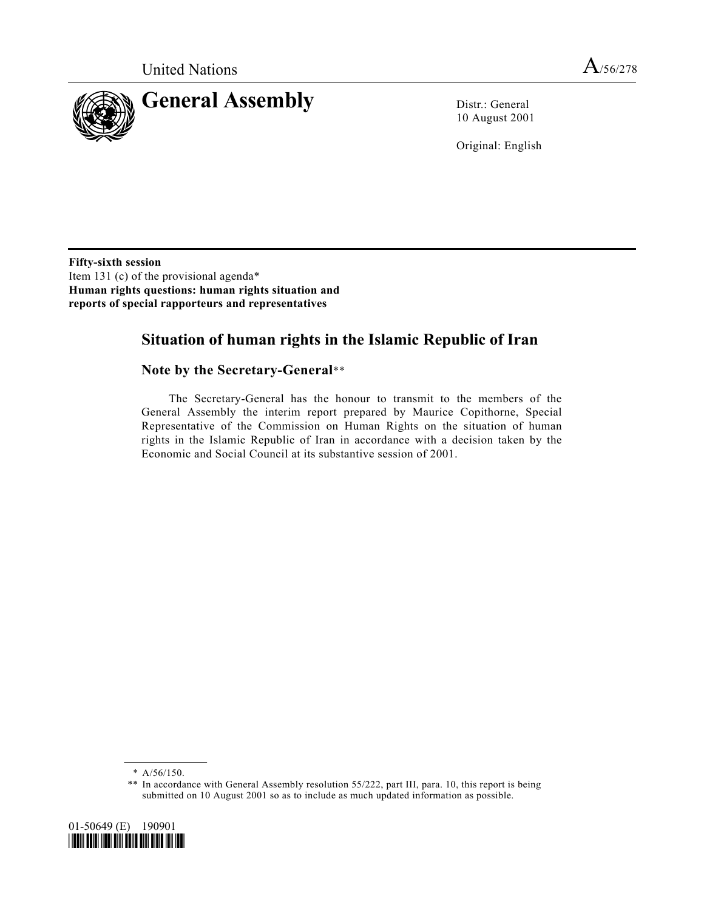United Nations A/56/278

# General Assembly

Distr.: General
10 August 2001

Original: English

**Fifty-sixth session**
Item 131 (c) of the provisional agenda*
**Human rights questions: human rights situation and reports of special rapporteurs and representatives**

## Situation of human rights in the Islamic Republic of Iran

### Note by the Secretary-General**

The Secretary-General has the honour to transmit to the members of the General Assembly the interim report prepared by Maurice Copithorne, Special Representative of the Commission on Human Rights on the situation of human rights in the Islamic Republic of Iran in accordance with a decision taken by the Economic and Social Council at its substantive session of 2001.

---

\* A/56/150.

\*\* In accordance with General Assembly resolution 55/222, part III, para. 10, this report is being submitted on 10 August 2001 so as to include as much updated information as possible.

01-50649 (E) 190901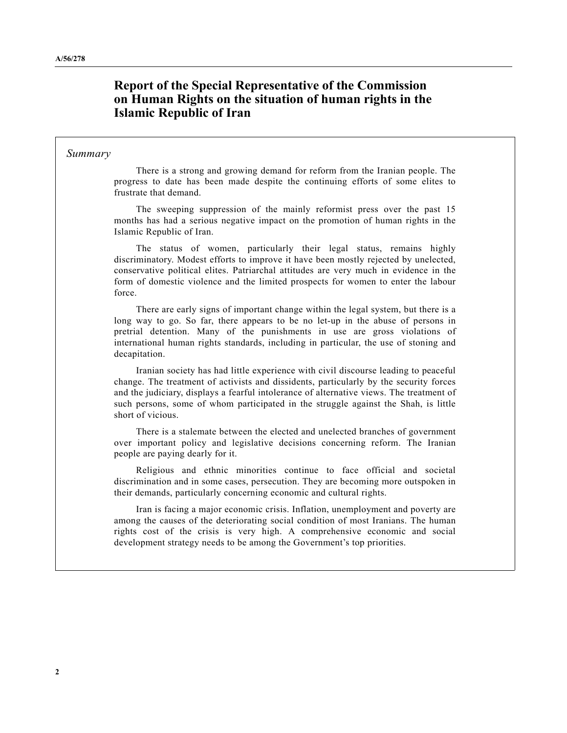# Report of the Special Representative of the Commission on Human Rights on the situation of human rights in the Islamic Republic of Iran

*Summary*

There is a strong and growing demand for reform from the Iranian people. The progress to date has been made despite the continuing efforts of some elites to frustrate that demand.

The sweeping suppression of the mainly reformist press over the past 15 months has had a serious negative impact on the promotion of human rights in the Islamic Republic of Iran.

The status of women, particularly their legal status, remains highly discriminatory. Modest efforts to improve it have been mostly rejected by unelected, conservative political elites. Patriarchal attitudes are very much in evidence in the form of domestic violence and the limited prospects for women to enter the labour force.

There are early signs of important change within the legal system, but there is a long way to go. So far, there appears to be no let-up in the abuse of persons in pretrial detention. Many of the punishments in use are gross violations of international human rights standards, including in particular, the use of stoning and decapitation.

Iranian society has had little experience with civil discourse leading to peaceful change. The treatment of activists and dissidents, particularly by the security forces and the judiciary, displays a fearful intolerance of alternative views. The treatment of such persons, some of whom participated in the struggle against the Shah, is little short of vicious.

There is a stalemate between the elected and unelected branches of government over important policy and legislative decisions concerning reform. The Iranian people are paying dearly for it.

Religious and ethnic minorities continue to face official and societal discrimination and in some cases, persecution. They are becoming more outspoken in their demands, particularly concerning economic and cultural rights.

Iran is facing a major economic crisis. Inflation, unemployment and poverty are among the causes of the deteriorating social condition of most Iranians. The human rights cost of the crisis is very high. A comprehensive economic and social development strategy needs to be among the Government's top priorities.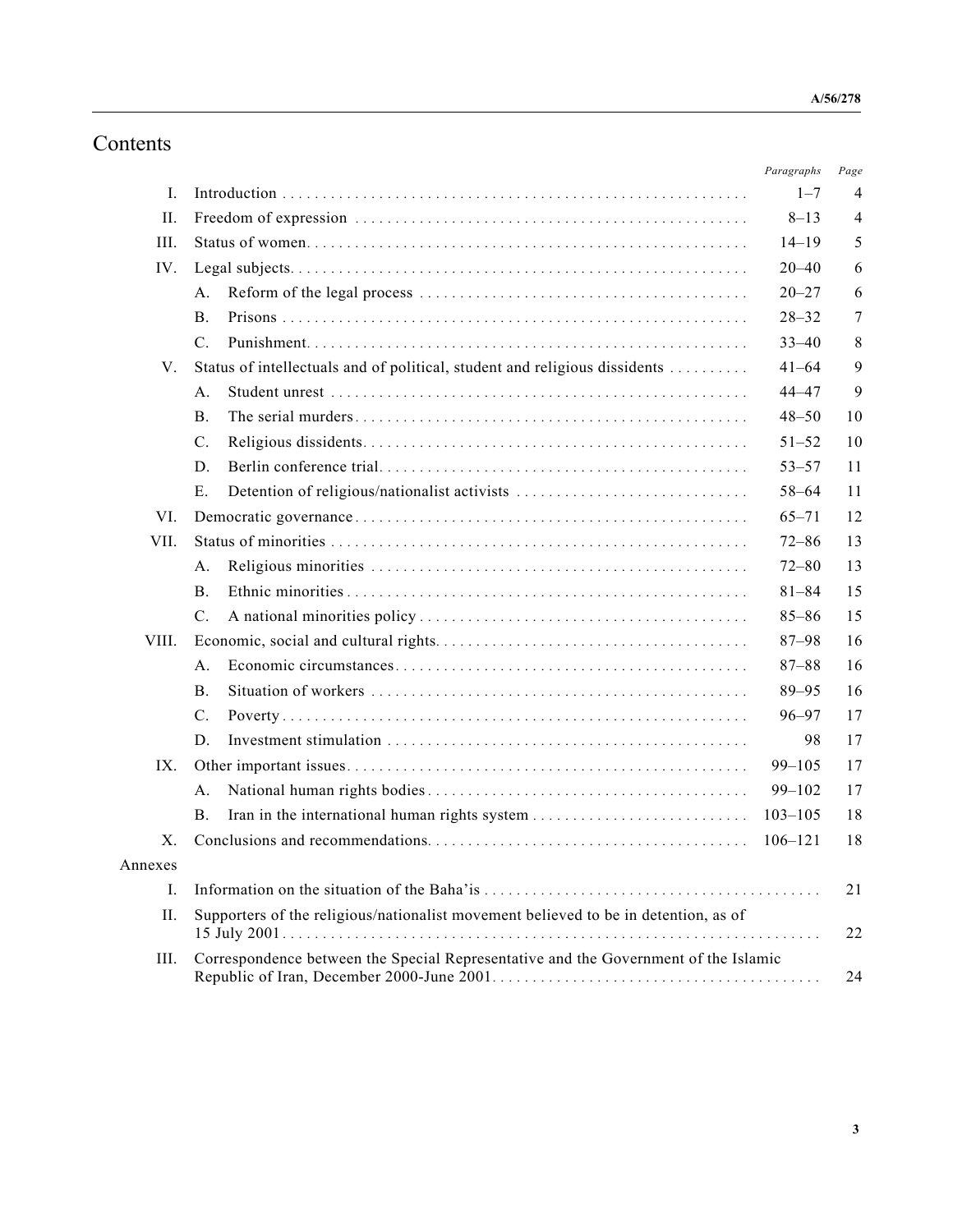# Contents

| | | | *Paragraphs* | *Page* |
|---|---|---|---|---|
| I. | Introduction | | 1–7 | 4 |
| II. | Freedom of expression | | 8–13 | 4 |
| III. | Status of women | | 14–19 | 5 |
| IV. | Legal subjects | | 20–40 | 6 |
| | A. | Reform of the legal process | 20–27 | 6 |
| | B. | Prisons | 28–32 | 7 |
| | C. | Punishment | 33–40 | 8 |
| V. | Status of intellectuals and of political, student and religious dissidents | | 41–64 | 9 |
| | A. | Student unrest | 44–47 | 9 |
| | B. | The serial murders | 48–50 | 10 |
| | C. | Religious dissidents | 51–52 | 10 |
| | D. | Berlin conference trial | 53–57 | 11 |
| | E. | Detention of religious/nationalist activists | 58–64 | 11 |
| VI. | Democratic governance | | 65–71 | 12 |
| VII. | Status of minorities | | 72–86 | 13 |
| | A. | Religious minorities | 72–80 | 13 |
| | B. | Ethnic minorities | 81–84 | 15 |
| | C. | A national minorities policy | 85–86 | 15 |
| VIII. | Economic, social and cultural rights | | 87–98 | 16 |
| | A. | Economic circumstances | 87–88 | 16 |
| | B. | Situation of workers | 89–95 | 16 |
| | C. | Poverty | 96–97 | 17 |
| | D. | Investment stimulation | 98 | 17 |
| IX. | Other important issues | | 99–105 | 17 |
| | A. | National human rights bodies | 99–102 | 17 |
| | B. | Iran in the international human rights system | 103–105 | 18 |
| X. | Conclusions and recommendations | | 106–121 | 18 |
| Annexes | | | | |
| I. | Information on the situation of the Baha'is | | | 21 |
| II. | Supporters of the religious/nationalist movement believed to be in detention, as of 15 July 2001 | | | 22 |
| III. | Correspondence between the Special Representative and the Government of the Islamic Republic of Iran, December 2000-June 2001 | | | 24 |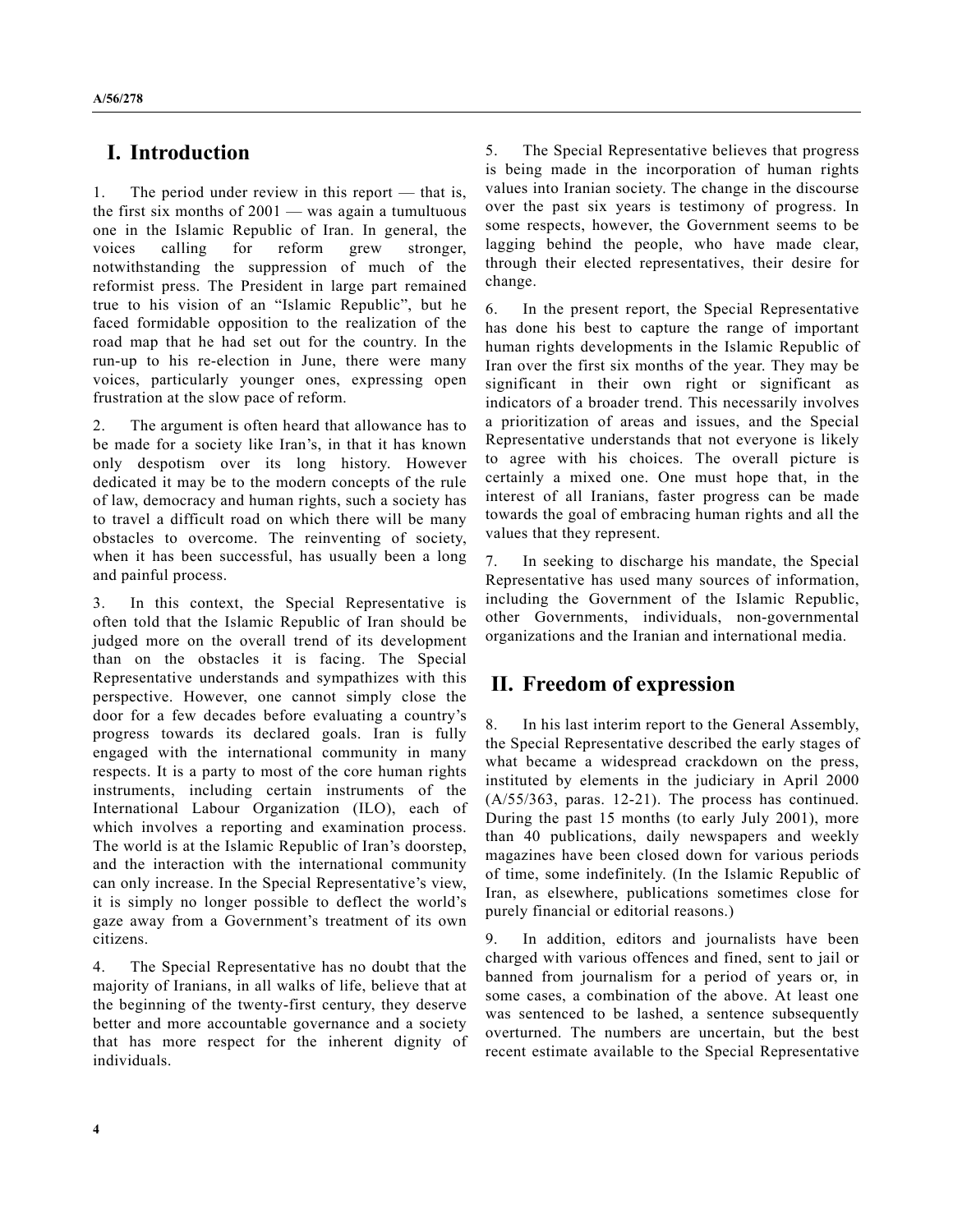# I. Introduction

1. The period under review in this report — that is, the first six months of 2001 — was again a tumultuous one in the Islamic Republic of Iran. In general, the voices calling for reform grew stronger, notwithstanding the suppression of much of the reformist press. The President in large part remained true to his vision of an "Islamic Republic", but he faced formidable opposition to the realization of the road map that he had set out for the country. In the run-up to his re-election in June, there were many voices, particularly younger ones, expressing open frustration at the slow pace of reform.

2. The argument is often heard that allowance has to be made for a society like Iran's, in that it has known only despotism over its long history. However dedicated it may be to the modern concepts of the rule of law, democracy and human rights, such a society has to travel a difficult road on which there will be many obstacles to overcome. The reinventing of society, when it has been successful, has usually been a long and painful process.

3. In this context, the Special Representative is often told that the Islamic Republic of Iran should be judged more on the overall trend of its development than on the obstacles it is facing. The Special Representative understands and sympathizes with this perspective. However, one cannot simply close the door for a few decades before evaluating a country's progress towards its declared goals. Iran is fully engaged with the international community in many respects. It is a party to most of the core human rights instruments, including certain instruments of the International Labour Organization (ILO), each of which involves a reporting and examination process. The world is at the Islamic Republic of Iran's doorstep, and the interaction with the international community can only increase. In the Special Representative's view, it is simply no longer possible to deflect the world's gaze away from a Government's treatment of its own citizens.

4. The Special Representative has no doubt that the majority of Iranians, in all walks of life, believe that at the beginning of the twenty-first century, they deserve better and more accountable governance and a society that has more respect for the inherent dignity of individuals.

5. The Special Representative believes that progress is being made in the incorporation of human rights values into Iranian society. The change in the discourse over the past six years is testimony of progress. In some respects, however, the Government seems to be lagging behind the people, who have made clear, through their elected representatives, their desire for change.

6. In the present report, the Special Representative has done his best to capture the range of important human rights developments in the Islamic Republic of Iran over the first six months of the year. They may be significant in their own right or significant as indicators of a broader trend. This necessarily involves a prioritization of areas and issues, and the Special Representative understands that not everyone is likely to agree with his choices. The overall picture is certainly a mixed one. One must hope that, in the interest of all Iranians, faster progress can be made towards the goal of embracing human rights and all the values that they represent.

7. In seeking to discharge his mandate, the Special Representative has used many sources of information, including the Government of the Islamic Republic, other Governments, individuals, non-governmental organizations and the Iranian and international media.

# II. Freedom of expression

8. In his last interim report to the General Assembly, the Special Representative described the early stages of what became a widespread crackdown on the press, instituted by elements in the judiciary in April 2000 (A/55/363, paras. 12-21). The process has continued. During the past 15 months (to early July 2001), more than 40 publications, daily newspapers and weekly magazines have been closed down for various periods of time, some indefinitely. (In the Islamic Republic of Iran, as elsewhere, publications sometimes close for purely financial or editorial reasons.)

9. In addition, editors and journalists have been charged with various offences and fined, sent to jail or banned from journalism for a period of years or, in some cases, a combination of the above. At least one was sentenced to be lashed, a sentence subsequently overturned. The numbers are uncertain, but the best recent estimate available to the Special Representative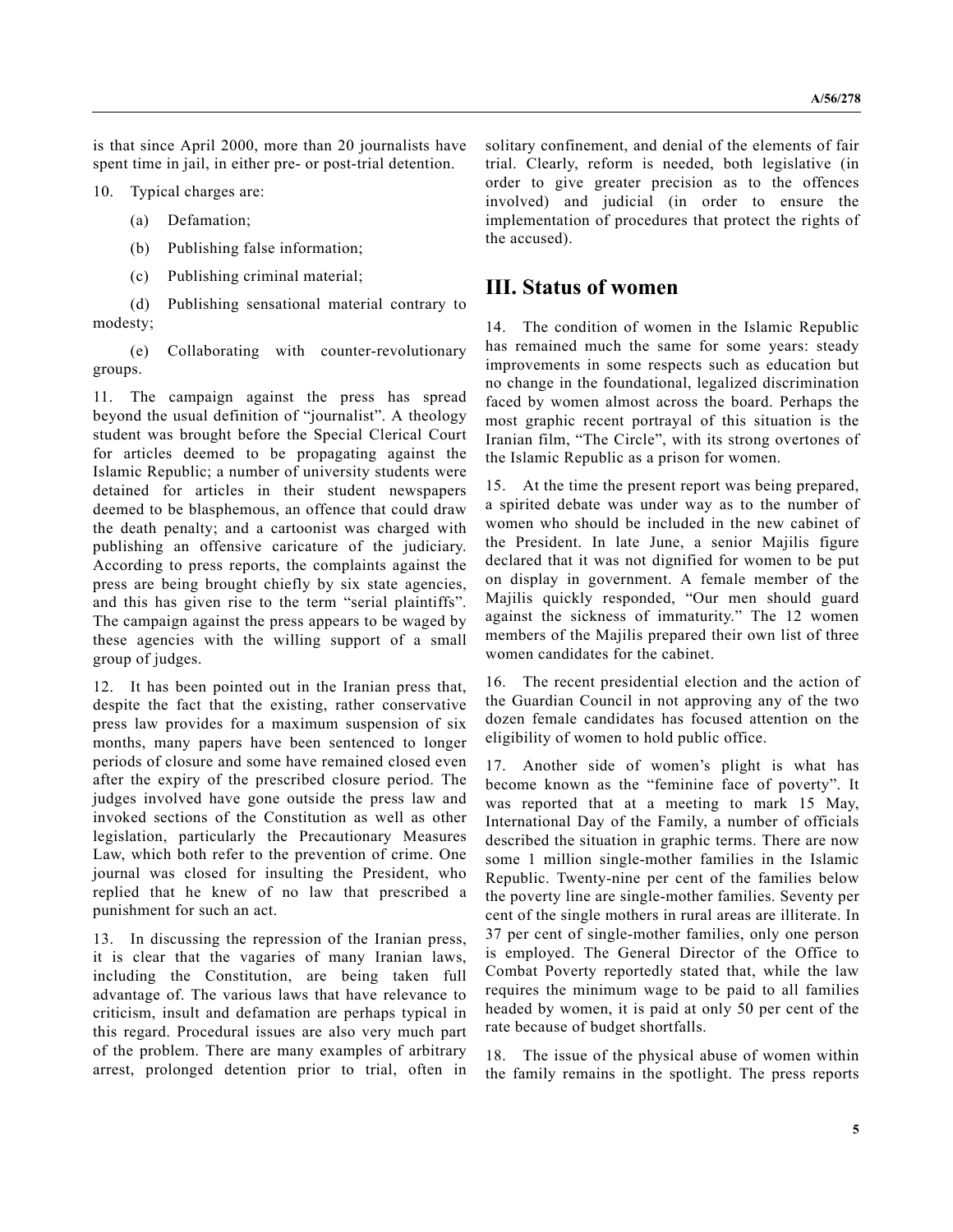is that since April 2000, more than 20 journalists have spent time in jail, in either pre- or post-trial detention.

10. Typical charges are:

(a) Defamation;

(b) Publishing false information;

(c) Publishing criminal material;

(d) Publishing sensational material contrary to modesty;

(e) Collaborating with counter-revolutionary groups.

11. The campaign against the press has spread beyond the usual definition of "journalist". A theology student was brought before the Special Clerical Court for articles deemed to be propagating against the Islamic Republic; a number of university students were detained for articles in their student newspapers deemed to be blasphemous, an offence that could draw the death penalty; and a cartoonist was charged with publishing an offensive caricature of the judiciary. According to press reports, the complaints against the press are being brought chiefly by six state agencies, and this has given rise to the term "serial plaintiffs". The campaign against the press appears to be waged by these agencies with the willing support of a small group of judges.

12. It has been pointed out in the Iranian press that, despite the fact that the existing, rather conservative press law provides for a maximum suspension of six months, many papers have been sentenced to longer periods of closure and some have remained closed even after the expiry of the prescribed closure period. The judges involved have gone outside the press law and invoked sections of the Constitution as well as other legislation, particularly the Precautionary Measures Law, which both refer to the prevention of crime. One journal was closed for insulting the President, who replied that he knew of no law that prescribed a punishment for such an act.

13. In discussing the repression of the Iranian press, it is clear that the vagaries of many Iranian laws, including the Constitution, are being taken full advantage of. The various laws that have relevance to criticism, insult and defamation are perhaps typical in this regard. Procedural issues are also very much part of the problem. There are many examples of arbitrary arrest, prolonged detention prior to trial, often in solitary confinement, and denial of the elements of fair trial. Clearly, reform is needed, both legislative (in order to give greater precision as to the offences involved) and judicial (in order to ensure the implementation of procedures that protect the rights of the accused).

# III. Status of women

14. The condition of women in the Islamic Republic has remained much the same for some years: steady improvements in some respects such as education but no change in the foundational, legalized discrimination faced by women almost across the board. Perhaps the most graphic recent portrayal of this situation is the Iranian film, "The Circle", with its strong overtones of the Islamic Republic as a prison for women.

15. At the time the present report was being prepared, a spirited debate was under way as to the number of women who should be included in the new cabinet of the President. In late June, a senior Majilis figure declared that it was not dignified for women to be put on display in government. A female member of the Majilis quickly responded, "Our men should guard against the sickness of immaturity." The 12 women members of the Majilis prepared their own list of three women candidates for the cabinet.

16. The recent presidential election and the action of the Guardian Council in not approving any of the two dozen female candidates has focused attention on the eligibility of women to hold public office.

17. Another side of women's plight is what has become known as the "feminine face of poverty". It was reported that at a meeting to mark 15 May, International Day of the Family, a number of officials described the situation in graphic terms. There are now some 1 million single-mother families in the Islamic Republic. Twenty-nine per cent of the families below the poverty line are single-mother families. Seventy per cent of the single mothers in rural areas are illiterate. In 37 per cent of single-mother families, only one person is employed. The General Director of the Office to Combat Poverty reportedly stated that, while the law requires the minimum wage to be paid to all families headed by women, it is paid at only 50 per cent of the rate because of budget shortfalls.

18. The issue of the physical abuse of women within the family remains in the spotlight. The press reports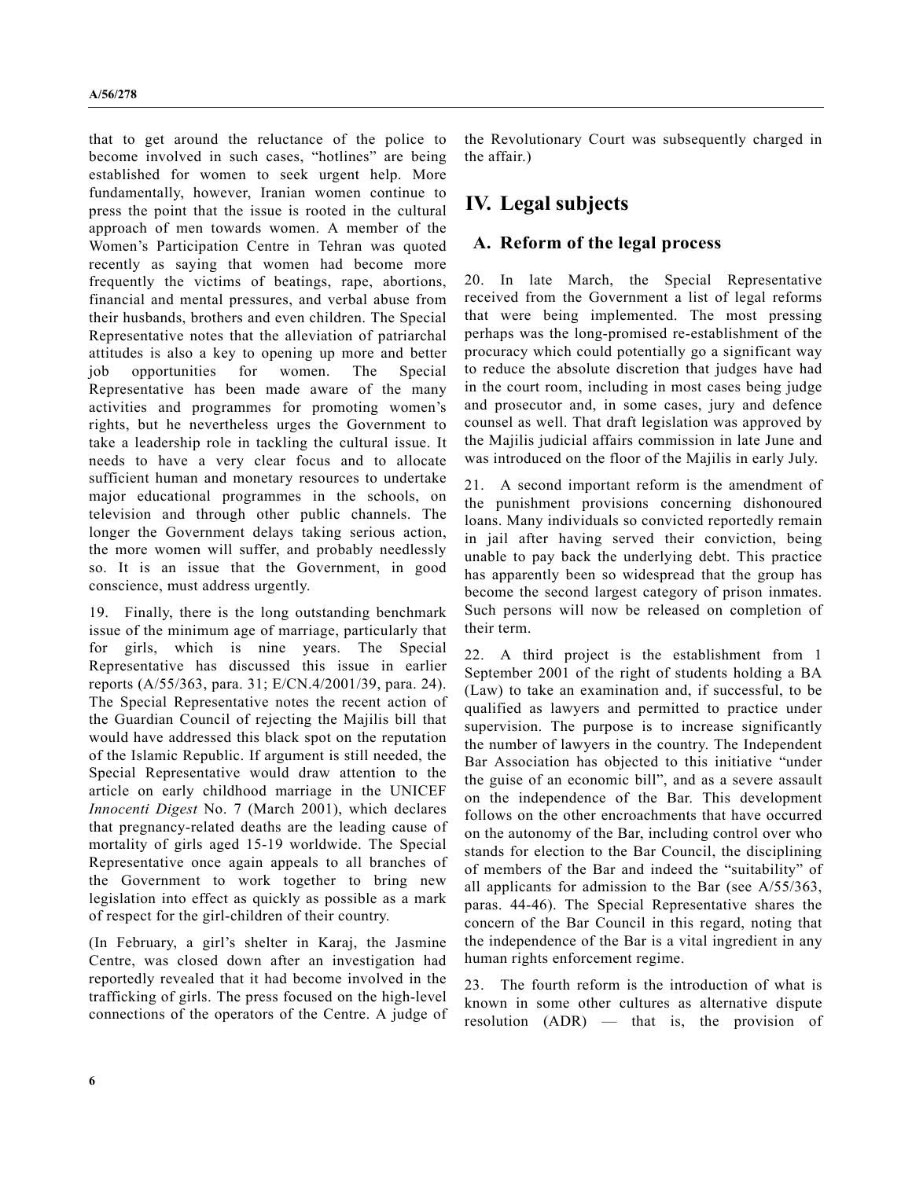that to get around the reluctance of the police to become involved in such cases, "hotlines" are being established for women to seek urgent help. More fundamentally, however, Iranian women continue to press the point that the issue is rooted in the cultural approach of men towards women. A member of the Women's Participation Centre in Tehran was quoted recently as saying that women had become more frequently the victims of beatings, rape, abortions, financial and mental pressures, and verbal abuse from their husbands, brothers and even children. The Special Representative notes that the alleviation of patriarchal attitudes is also a key to opening up more and better job opportunities for women. The Special Representative has been made aware of the many activities and programmes for promoting women's rights, but he nevertheless urges the Government to take a leadership role in tackling the cultural issue. It needs to have a very clear focus and to allocate sufficient human and monetary resources to undertake major educational programmes in the schools, on television and through other public channels. The longer the Government delays taking serious action, the more women will suffer, and probably needlessly so. It is an issue that the Government, in good conscience, must address urgently.

19. Finally, there is the long outstanding benchmark issue of the minimum age of marriage, particularly that for girls, which is nine years. The Special Representative has discussed this issue in earlier reports (A/55/363, para. 31; E/CN.4/2001/39, para. 24). The Special Representative notes the recent action of the Guardian Council of rejecting the Majilis bill that would have addressed this black spot on the reputation of the Islamic Republic. If argument is still needed, the Special Representative would draw attention to the article on early childhood marriage in the UNICEF *Innocenti Digest* No. 7 (March 2001), which declares that pregnancy-related deaths are the leading cause of mortality of girls aged 15-19 worldwide. The Special Representative once again appeals to all branches of the Government to work together to bring new legislation into effect as quickly as possible as a mark of respect for the girl-children of their country.

(In February, a girl's shelter in Karaj, the Jasmine Centre, was closed down after an investigation had reportedly revealed that it had become involved in the trafficking of girls. The press focused on the high-level connections of the operators of the Centre. A judge of the Revolutionary Court was subsequently charged in the affair.)

# IV. Legal subjects

## A. Reform of the legal process

20. In late March, the Special Representative received from the Government a list of legal reforms that were being implemented. The most pressing perhaps was the long-promised re-establishment of the procuracy which could potentially go a significant way to reduce the absolute discretion that judges have had in the court room, including in most cases being judge and prosecutor and, in some cases, jury and defence counsel as well. That draft legislation was approved by the Majilis judicial affairs commission in late June and was introduced on the floor of the Majilis in early July.

21. A second important reform is the amendment of the punishment provisions concerning dishonoured loans. Many individuals so convicted reportedly remain in jail after having served their conviction, being unable to pay back the underlying debt. This practice has apparently been so widespread that the group has become the second largest category of prison inmates. Such persons will now be released on completion of their term.

22. A third project is the establishment from 1 September 2001 of the right of students holding a BA (Law) to take an examination and, if successful, to be qualified as lawyers and permitted to practice under supervision. The purpose is to increase significantly the number of lawyers in the country. The Independent Bar Association has objected to this initiative "under the guise of an economic bill", and as a severe assault on the independence of the Bar. This development follows on the other encroachments that have occurred on the autonomy of the Bar, including control over who stands for election to the Bar Council, the disciplining of members of the Bar and indeed the "suitability" of all applicants for admission to the Bar (see A/55/363, paras. 44-46). The Special Representative shares the concern of the Bar Council in this regard, noting that the independence of the Bar is a vital ingredient in any human rights enforcement regime.

23. The fourth reform is the introduction of what is known in some other cultures as alternative dispute resolution (ADR) — that is, the provision of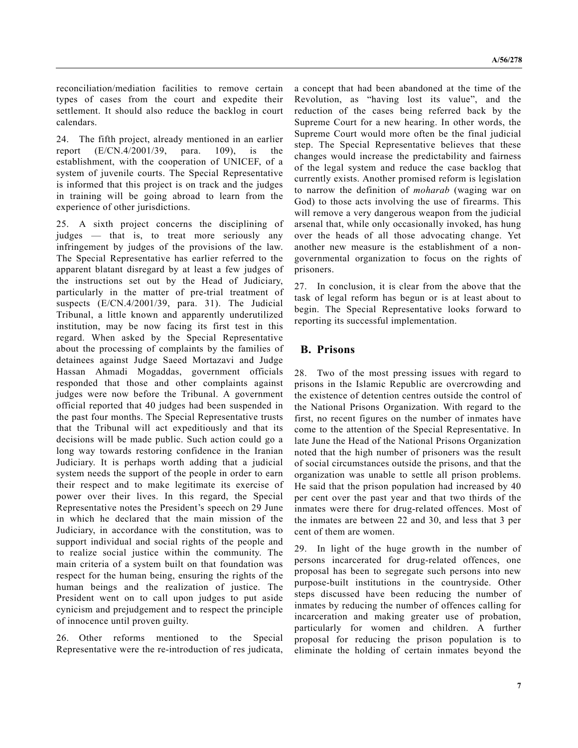reconciliation/mediation facilities to remove certain types of cases from the court and expedite their settlement. It should also reduce the backlog in court calendars.

24. The fifth project, already mentioned in an earlier report (E/CN.4/2001/39, para. 109), is the establishment, with the cooperation of UNICEF, of a system of juvenile courts. The Special Representative is informed that this project is on track and the judges in training will be going abroad to learn from the experience of other jurisdictions.

25. A sixth project concerns the disciplining of judges — that is, to treat more seriously any infringement by judges of the provisions of the law. The Special Representative has earlier referred to the apparent blatant disregard by at least a few judges of the instructions set out by the Head of Judiciary, particularly in the matter of pre-trial treatment of suspects (E/CN.4/2001/39, para. 31). The Judicial Tribunal, a little known and apparently underutilized institution, may be now facing its first test in this regard. When asked by the Special Representative about the processing of complaints by the families of detainees against Judge Saeed Mortazavi and Judge Hassan Ahmadi Mogaddas, government officials responded that those and other complaints against judges were now before the Tribunal. A government official reported that 40 judges had been suspended in the past four months. The Special Representative trusts that the Tribunal will act expeditiously and that its decisions will be made public. Such action could go a long way towards restoring confidence in the Iranian Judiciary. It is perhaps worth adding that a judicial system needs the support of the people in order to earn their respect and to make legitimate its exercise of power over their lives. In this regard, the Special Representative notes the President's speech on 29 June in which he declared that the main mission of the Judiciary, in accordance with the constitution, was to support individual and social rights of the people and to realize social justice within the community. The main criteria of a system built on that foundation was respect for the human being, ensuring the rights of the human beings and the realization of justice. The President went on to call upon judges to put aside cynicism and prejudgement and to respect the principle of innocence until proven guilty.

26. Other reforms mentioned to the Special Representative were the re-introduction of res judicata, a concept that had been abandoned at the time of the Revolution, as "having lost its value", and the reduction of the cases being referred back by the Supreme Court for a new hearing. In other words, the Supreme Court would more often be the final judicial step. The Special Representative believes that these changes would increase the predictability and fairness of the legal system and reduce the case backlog that currently exists. Another promised reform is legislation to narrow the definition of *moharab* (waging war on God) to those acts involving the use of firearms. This will remove a very dangerous weapon from the judicial arsenal that, while only occasionally invoked, has hung over the heads of all those advocating change. Yet another new measure is the establishment of a non-governmental organization to focus on the rights of prisoners.

27. In conclusion, it is clear from the above that the task of legal reform has begun or is at least about to begin. The Special Representative looks forward to reporting its successful implementation.

## B. Prisons

28. Two of the most pressing issues with regard to prisons in the Islamic Republic are overcrowding and the existence of detention centres outside the control of the National Prisons Organization. With regard to the first, no recent figures on the number of inmates have come to the attention of the Special Representative. In late June the Head of the National Prisons Organization noted that the high number of prisoners was the result of social circumstances outside the prisons, and that the organization was unable to settle all prison problems. He said that the prison population had increased by 40 per cent over the past year and that two thirds of the inmates were there for drug-related offences. Most of the inmates are between 22 and 30, and less that 3 per cent of them are women.

29. In light of the huge growth in the number of persons incarcerated for drug-related offences, one proposal has been to segregate such persons into new purpose-built institutions in the countryside. Other steps discussed have been reducing the number of inmates by reducing the number of offences calling for incarceration and making greater use of probation, particularly for women and children. A further proposal for reducing the prison population is to eliminate the holding of certain inmates beyond the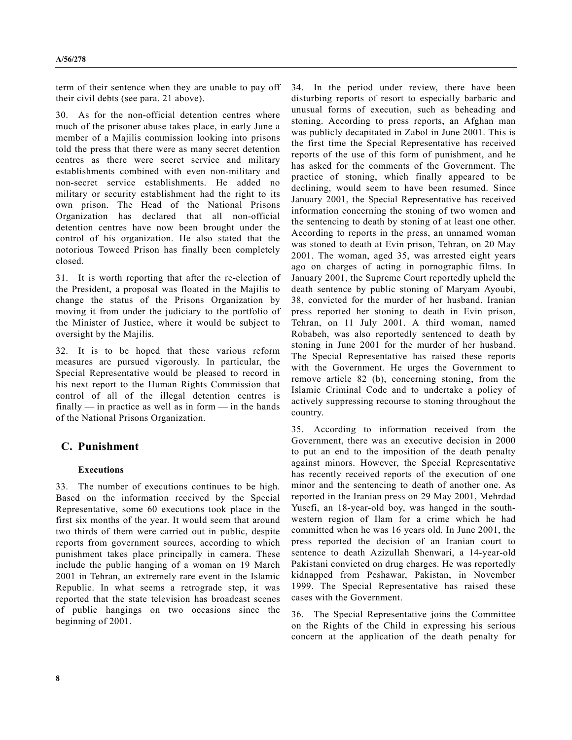term of their sentence when they are unable to pay off their civil debts (see para. 21 above).

30. As for the non-official detention centres where much of the prisoner abuse takes place, in early June a member of a Majilis commission looking into prisons told the press that there were as many secret detention centres as there were secret service and military establishments combined with even non-military and non-secret service establishments. He added no military or security establishment had the right to its own prison. The Head of the National Prisons Organization has declared that all non-official detention centres have now been brought under the control of his organization. He also stated that the notorious Toweed Prison has finally been completely closed.

31. It is worth reporting that after the re-election of the President, a proposal was floated in the Majilis to change the status of the Prisons Organization by moving it from under the judiciary to the portfolio of the Minister of Justice, where it would be subject to oversight by the Majilis.

32. It is to be hoped that these various reform measures are pursued vigorously. In particular, the Special Representative would be pleased to record in his next report to the Human Rights Commission that control of all of the illegal detention centres is finally — in practice as well as in form — in the hands of the National Prisons Organization.

## C. Punishment

### Executions

33. The number of executions continues to be high. Based on the information received by the Special Representative, some 60 executions took place in the first six months of the year. It would seem that around two thirds of them were carried out in public, despite reports from government sources, according to which punishment takes place principally in camera. These include the public hanging of a woman on 19 March 2001 in Tehran, an extremely rare event in the Islamic Republic. In what seems a retrograde step, it was reported that the state television has broadcast scenes of public hangings on two occasions since the beginning of 2001.

34. In the period under review, there have been disturbing reports of resort to especially barbaric and unusual forms of execution, such as beheading and stoning. According to press reports, an Afghan man was publicly decapitated in Zabol in June 2001. This is the first time the Special Representative has received reports of the use of this form of punishment, and he has asked for the comments of the Government. The practice of stoning, which finally appeared to be declining, would seem to have been resumed. Since January 2001, the Special Representative has received information concerning the stoning of two women and the sentencing to death by stoning of at least one other. According to reports in the press, an unnamed woman was stoned to death at Evin prison, Tehran, on 20 May 2001. The woman, aged 35, was arrested eight years ago on charges of acting in pornographic films. In January 2001, the Supreme Court reportedly upheld the death sentence by public stoning of Maryam Ayoubi, 38, convicted for the murder of her husband. Iranian press reported her stoning to death in Evin prison, Tehran, on 11 July 2001. A third woman, named Robabeh, was also reportedly sentenced to death by stoning in June 2001 for the murder of her husband. The Special Representative has raised these reports with the Government. He urges the Government to remove article 82 (b), concerning stoning, from the Islamic Criminal Code and to undertake a policy of actively suppressing recourse to stoning throughout the country.

35. According to information received from the Government, there was an executive decision in 2000 to put an end to the imposition of the death penalty against minors. However, the Special Representative has recently received reports of the execution of one minor and the sentencing to death of another one. As reported in the Iranian press on 29 May 2001, Mehrdad Yusefi, an 18-year-old boy, was hanged in the south-western region of Ilam for a crime which he had committed when he was 16 years old. In June 2001, the press reported the decision of an Iranian court to sentence to death Azizullah Shenwari, a 14-year-old Pakistani convicted on drug charges. He was reportedly kidnapped from Peshawar, Pakistan, in November 1999. The Special Representative has raised these cases with the Government.

36. The Special Representative joins the Committee on the Rights of the Child in expressing his serious concern at the application of the death penalty for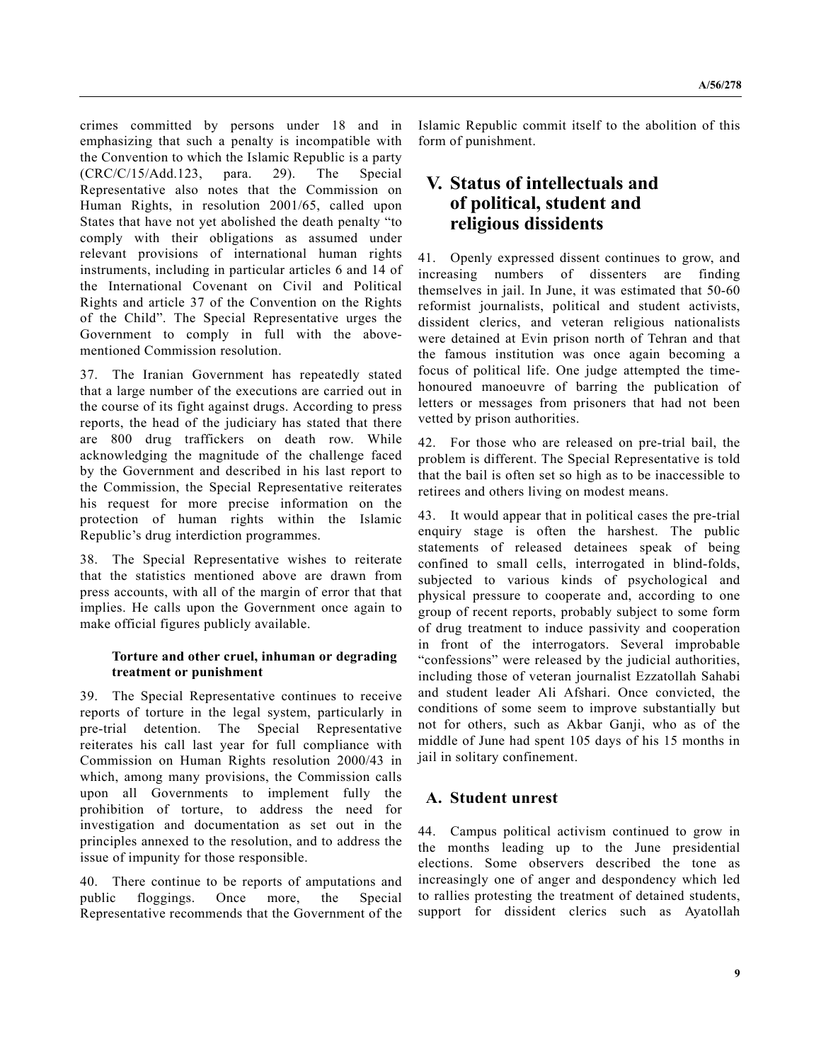crimes committed by persons under 18 and in emphasizing that such a penalty is incompatible with the Convention to which the Islamic Republic is a party (CRC/C/15/Add.123, para. 29). The Special Representative also notes that the Commission on Human Rights, in resolution 2001/65, called upon States that have not yet abolished the death penalty "to comply with their obligations as assumed under relevant provisions of international human rights instruments, including in particular articles 6 and 14 of the International Covenant on Civil and Political Rights and article 37 of the Convention on the Rights of the Child". The Special Representative urges the Government to comply in full with the above-mentioned Commission resolution.

37. The Iranian Government has repeatedly stated that a large number of the executions are carried out in the course of its fight against drugs. According to press reports, the head of the judiciary has stated that there are 800 drug traffickers on death row. While acknowledging the magnitude of the challenge faced by the Government and described in his last report to the Commission, the Special Representative reiterates his request for more precise information on the protection of human rights within the Islamic Republic's drug interdiction programmes.

38. The Special Representative wishes to reiterate that the statistics mentioned above are drawn from press accounts, with all of the margin of error that that implies. He calls upon the Government once again to make official figures publicly available.

### Torture and other cruel, inhuman or degrading treatment or punishment

39. The Special Representative continues to receive reports of torture in the legal system, particularly in pre-trial detention. The Special Representative reiterates his call last year for full compliance with Commission on Human Rights resolution 2000/43 in which, among many provisions, the Commission calls upon all Governments to implement fully the prohibition of torture, to address the need for investigation and documentation as set out in the principles annexed to the resolution, and to address the issue of impunity for those responsible.

40. There continue to be reports of amputations and public floggings. Once more, the Special Representative recommends that the Government of the Islamic Republic commit itself to the abolition of this form of punishment.

# V. Status of intellectuals and of political, student and religious dissidents

41. Openly expressed dissent continues to grow, and increasing numbers of dissenters are finding themselves in jail. In June, it was estimated that 50-60 reformist journalists, political and student activists, dissident clerics, and veteran religious nationalists were detained at Evin prison north of Tehran and that the famous institution was once again becoming a focus of political life. One judge attempted the time-honoured manoeuvre of barring the publication of letters or messages from prisoners that had not been vetted by prison authorities.

42. For those who are released on pre-trial bail, the problem is different. The Special Representative is told that the bail is often set so high as to be inaccessible to retirees and others living on modest means.

43. It would appear that in political cases the pre-trial enquiry stage is often the harshest. The public statements of released detainees speak of being confined to small cells, interrogated in blind-folds, subjected to various kinds of psychological and physical pressure to cooperate and, according to one group of recent reports, probably subject to some form of drug treatment to induce passivity and cooperation in front of the interrogators. Several improbable "confessions" were released by the judicial authorities, including those of veteran journalist Ezzatollah Sahabi and student leader Ali Afshari. Once convicted, the conditions of some seem to improve substantially but not for others, such as Akbar Ganji, who as of the middle of June had spent 105 days of his 15 months in jail in solitary confinement.

## A. Student unrest

44. Campus political activism continued to grow in the months leading up to the June presidential elections. Some observers described the tone as increasingly one of anger and despondency which led to rallies protesting the treatment of detained students, support for dissident clerics such as Ayatollah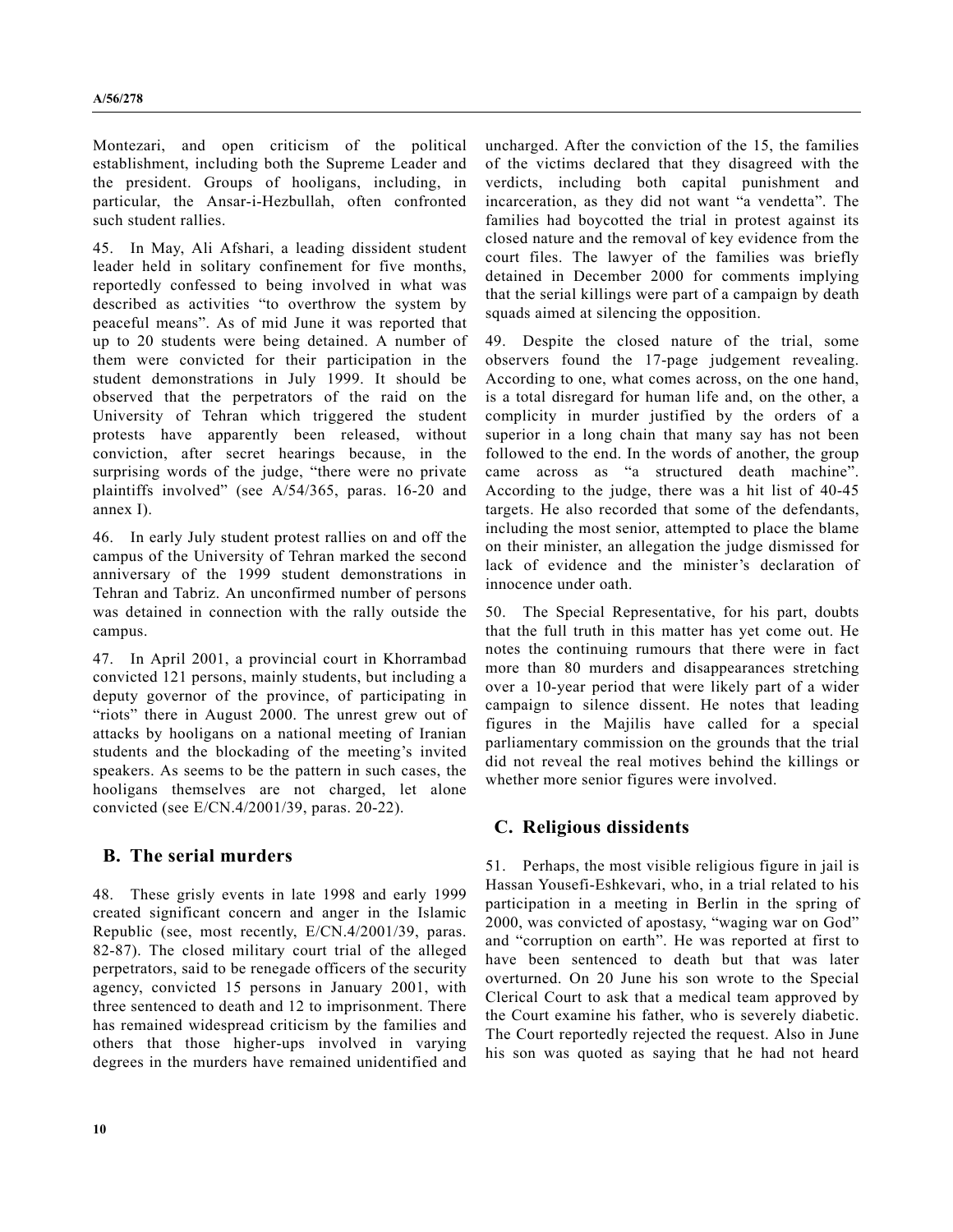Montezari, and open criticism of the political establishment, including both the Supreme Leader and the president. Groups of hooligans, including, in particular, the Ansar-i-Hezbullah, often confronted such student rallies.

45. In May, Ali Afshari, a leading dissident student leader held in solitary confinement for five months, reportedly confessed to being involved in what was described as activities "to overthrow the system by peaceful means". As of mid June it was reported that up to 20 students were being detained. A number of them were convicted for their participation in the student demonstrations in July 1999. It should be observed that the perpetrators of the raid on the University of Tehran which triggered the student protests have apparently been released, without conviction, after secret hearings because, in the surprising words of the judge, "there were no private plaintiffs involved" (see A/54/365, paras. 16-20 and annex I).

46. In early July student protest rallies on and off the campus of the University of Tehran marked the second anniversary of the 1999 student demonstrations in Tehran and Tabriz. An unconfirmed number of persons was detained in connection with the rally outside the campus.

47. In April 2001, a provincial court in Khorrambad convicted 121 persons, mainly students, but including a deputy governor of the province, of participating in "riots" there in August 2000. The unrest grew out of attacks by hooligans on a national meeting of Iranian students and the blockading of the meeting's invited speakers. As seems to be the pattern in such cases, the hooligans themselves are not charged, let alone convicted (see E/CN.4/2001/39, paras. 20-22).

## B. The serial murders

48. These grisly events in late 1998 and early 1999 created significant concern and anger in the Islamic Republic (see, most recently, E/CN.4/2001/39, paras. 82-87). The closed military court trial of the alleged perpetrators, said to be renegade officers of the security agency, convicted 15 persons in January 2001, with three sentenced to death and 12 to imprisonment. There has remained widespread criticism by the families and others that those higher-ups involved in varying degrees in the murders have remained unidentified and uncharged. After the conviction of the 15, the families of the victims declared that they disagreed with the verdicts, including both capital punishment and incarceration, as they did not want "a vendetta". The families had boycotted the trial in protest against its closed nature and the removal of key evidence from the court files. The lawyer of the families was briefly detained in December 2000 for comments implying that the serial killings were part of a campaign by death squads aimed at silencing the opposition.

49. Despite the closed nature of the trial, some observers found the 17-page judgement revealing. According to one, what comes across, on the one hand, is a total disregard for human life and, on the other, a complicity in murder justified by the orders of a superior in a long chain that many say has not been followed to the end. In the words of another, the group came across as "a structured death machine". According to the judge, there was a hit list of 40-45 targets. He also recorded that some of the defendants, including the most senior, attempted to place the blame on their minister, an allegation the judge dismissed for lack of evidence and the minister's declaration of innocence under oath.

50. The Special Representative, for his part, doubts that the full truth in this matter has yet come out. He notes the continuing rumours that there were in fact more than 80 murders and disappearances stretching over a 10-year period that were likely part of a wider campaign to silence dissent. He notes that leading figures in the Majilis have called for a special parliamentary commission on the grounds that the trial did not reveal the real motives behind the killings or whether more senior figures were involved.

## C. Religious dissidents

51. Perhaps, the most visible religious figure in jail is Hassan Yousefi-Eshkevari, who, in a trial related to his participation in a meeting in Berlin in the spring of 2000, was convicted of apostasy, "waging war on God" and "corruption on earth". He was reported at first to have been sentenced to death but that was later overturned. On 20 June his son wrote to the Special Clerical Court to ask that a medical team approved by the Court examine his father, who is severely diabetic. The Court reportedly rejected the request. Also in June his son was quoted as saying that he had not heard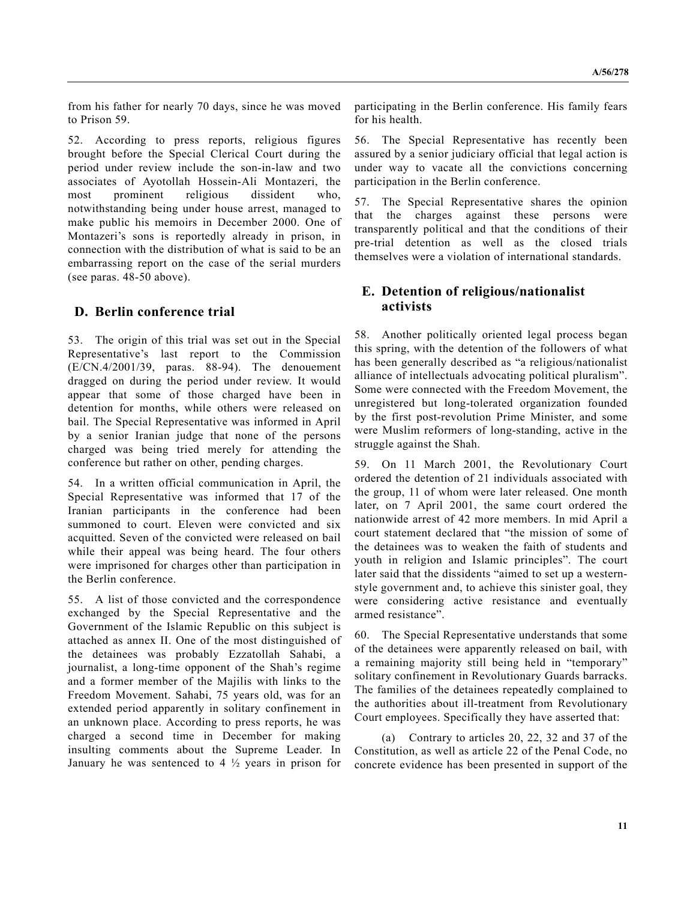from his father for nearly 70 days, since he was moved to Prison 59.

52. According to press reports, religious figures brought before the Special Clerical Court during the period under review include the son-in-law and two associates of Ayotollah Hossein-Ali Montazeri, the most prominent religious dissident who, notwithstanding being under house arrest, managed to make public his memoirs in December 2000. One of Montazeri's sons is reportedly already in prison, in connection with the distribution of what is said to be an embarrassing report on the case of the serial murders (see paras. 48-50 above).

## D. Berlin conference trial

53. The origin of this trial was set out in the Special Representative's last report to the Commission (E/CN.4/2001/39, paras. 88-94). The denouement dragged on during the period under review. It would appear that some of those charged have been in detention for months, while others were released on bail. The Special Representative was informed in April by a senior Iranian judge that none of the persons charged was being tried merely for attending the conference but rather on other, pending charges.

54. In a written official communication in April, the Special Representative was informed that 17 of the Iranian participants in the conference had been summoned to court. Eleven were convicted and six acquitted. Seven of the convicted were released on bail while their appeal was being heard. The four others were imprisoned for charges other than participation in the Berlin conference.

55. A list of those convicted and the correspondence exchanged by the Special Representative and the Government of the Islamic Republic on this subject is attached as annex II. One of the most distinguished of the detainees was probably Ezzatollah Sahabi, a journalist, a long-time opponent of the Shah's regime and a former member of the Majilis with links to the Freedom Movement. Sahabi, 75 years old, was for an extended period apparently in solitary confinement in an unknown place. According to press reports, he was charged a second time in December for making insulting comments about the Supreme Leader. In January he was sentenced to 4 ½ years in prison for participating in the Berlin conference. His family fears for his health.

56. The Special Representative has recently been assured by a senior judiciary official that legal action is under way to vacate all the convictions concerning participation in the Berlin conference.

57. The Special Representative shares the opinion that the charges against these persons were transparently political and that the conditions of their pre-trial detention as well as the closed trials themselves were a violation of international standards.

## E. Detention of religious/nationalist activists

58. Another politically oriented legal process began this spring, with the detention of the followers of what has been generally described as "a religious/nationalist alliance of intellectuals advocating political pluralism". Some were connected with the Freedom Movement, the unregistered but long-tolerated organization founded by the first post-revolution Prime Minister, and some were Muslim reformers of long-standing, active in the struggle against the Shah.

59. On 11 March 2001, the Revolutionary Court ordered the detention of 21 individuals associated with the group, 11 of whom were later released. One month later, on 7 April 2001, the same court ordered the nationwide arrest of 42 more members. In mid April a court statement declared that "the mission of some of the detainees was to weaken the faith of students and youth in religion and Islamic principles". The court later said that the dissidents "aimed to set up a western-style government and, to achieve this sinister goal, they were considering active resistance and eventually armed resistance".

60. The Special Representative understands that some of the detainees were apparently released on bail, with a remaining majority still being held in "temporary" solitary confinement in Revolutionary Guards barracks. The families of the detainees repeatedly complained to the authorities about ill-treatment from Revolutionary Court employees. Specifically they have asserted that:

(a) Contrary to articles 20, 22, 32 and 37 of the Constitution, as well as article 22 of the Penal Code, no concrete evidence has been presented in support of the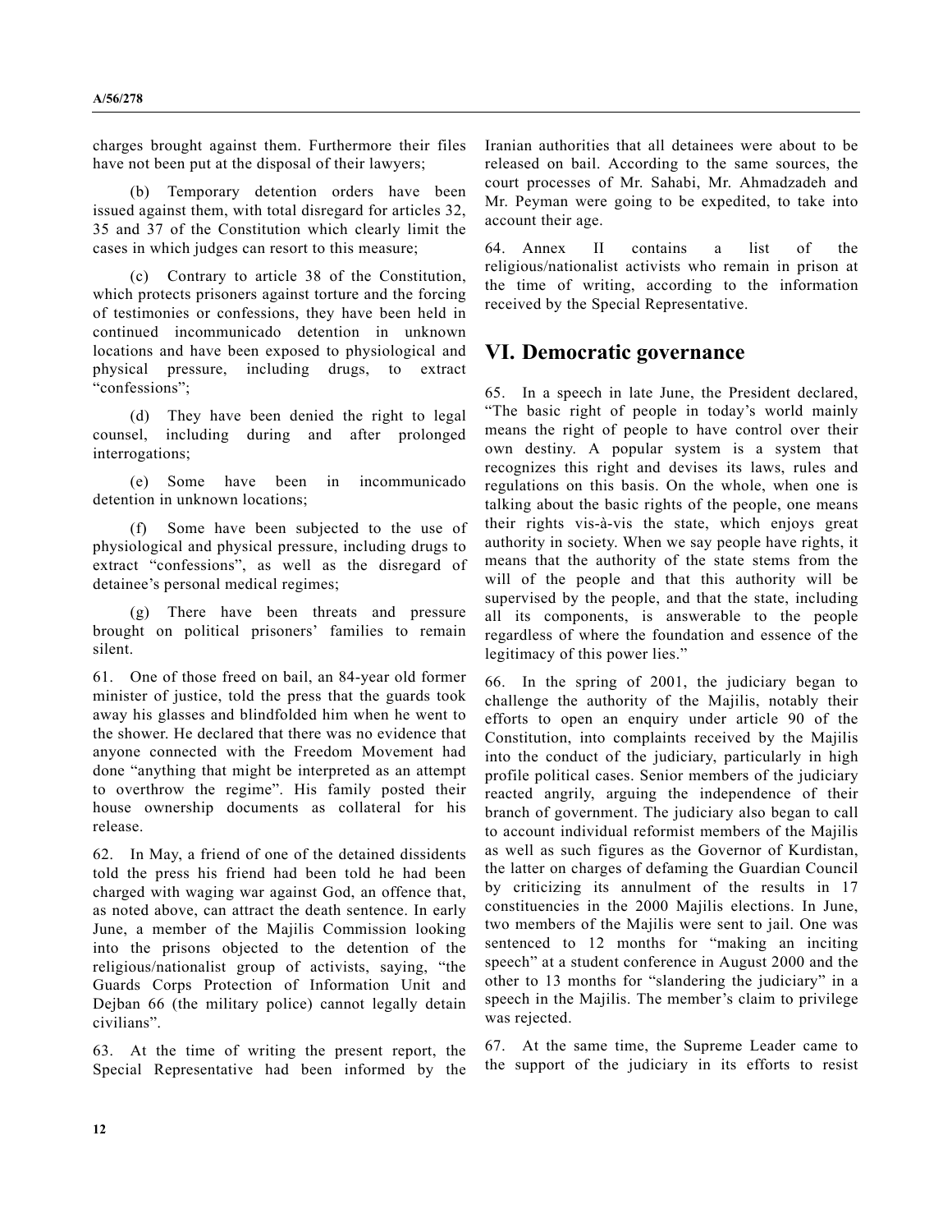charges brought against them. Furthermore their files have not been put at the disposal of their lawyers;

(b) Temporary detention orders have been issued against them, with total disregard for articles 32, 35 and 37 of the Constitution which clearly limit the cases in which judges can resort to this measure;

(c) Contrary to article 38 of the Constitution, which protects prisoners against torture and the forcing of testimonies or confessions, they have been held in continued incommunicado detention in unknown locations and have been exposed to physiological and physical pressure, including drugs, to extract "confessions";

(d) They have been denied the right to legal counsel, including during and after prolonged interrogations;

(e) Some have been in incommunicado detention in unknown locations;

(f) Some have been subjected to the use of physiological and physical pressure, including drugs to extract "confessions", as well as the disregard of detainee's personal medical regimes;

(g) There have been threats and pressure brought on political prisoners' families to remain silent.

61. One of those freed on bail, an 84-year old former minister of justice, told the press that the guards took away his glasses and blindfolded him when he went to the shower. He declared that there was no evidence that anyone connected with the Freedom Movement had done "anything that might be interpreted as an attempt to overthrow the regime". His family posted their house ownership documents as collateral for his release.

62. In May, a friend of one of the detained dissidents told the press his friend had been told he had been charged with waging war against God, an offence that, as noted above, can attract the death sentence. In early June, a member of the Majilis Commission looking into the prisons objected to the detention of the religious/nationalist group of activists, saying, "the Guards Corps Protection of Information Unit and Dejban 66 (the military police) cannot legally detain civilians".

63. At the time of writing the present report, the Special Representative had been informed by the Iranian authorities that all detainees were about to be released on bail. According to the same sources, the court processes of Mr. Sahabi, Mr. Ahmadzadeh and Mr. Peyman were going to be expedited, to take into account their age.

64. Annex II contains a list of the religious/nationalist activists who remain in prison at the time of writing, according to the information received by the Special Representative.

## VI. Democratic governance

65. In a speech in late June, the President declared, "The basic right of people in today's world mainly means the right of people to have control over their own destiny. A popular system is a system that recognizes this right and devises its laws, rules and regulations on this basis. On the whole, when one is talking about the basic rights of the people, one means their rights vis-à-vis the state, which enjoys great authority in society. When we say people have rights, it means that the authority of the state stems from the will of the people and that this authority will be supervised by the people, and that the state, including all its components, is answerable to the people regardless of where the foundation and essence of the legitimacy of this power lies."

66. In the spring of 2001, the judiciary began to challenge the authority of the Majilis, notably their efforts to open an enquiry under article 90 of the Constitution, into complaints received by the Majilis into the conduct of the judiciary, particularly in high profile political cases. Senior members of the judiciary reacted angrily, arguing the independence of their branch of government. The judiciary also began to call to account individual reformist members of the Majilis as well as such figures as the Governor of Kurdistan, the latter on charges of defaming the Guardian Council by criticizing its annulment of the results in 17 constituencies in the 2000 Majilis elections. In June, two members of the Majilis were sent to jail. One was sentenced to 12 months for "making an inciting speech" at a student conference in August 2000 and the other to 13 months for "slandering the judiciary" in a speech in the Majilis. The member's claim to privilege was rejected.

67. At the same time, the Supreme Leader came to the support of the judiciary in its efforts to resist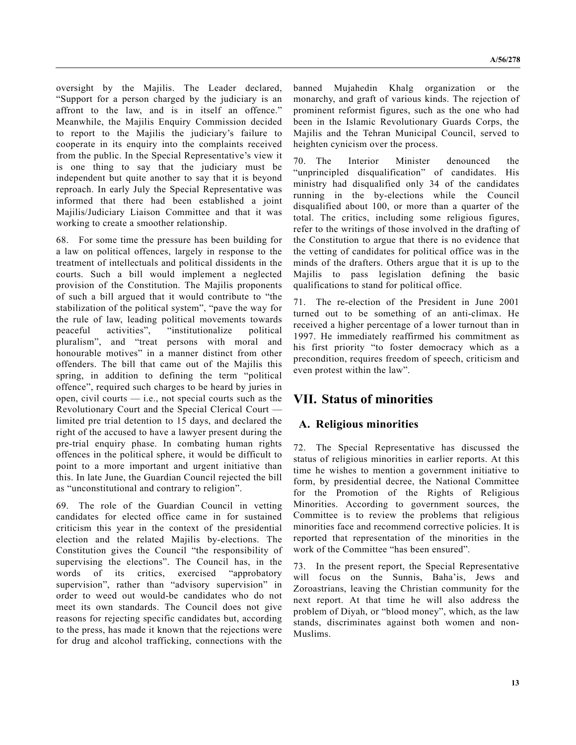oversight by the Majilis. The Leader declared, "Support for a person charged by the judiciary is an affront to the law, and is in itself an offence." Meanwhile, the Majilis Enquiry Commission decided to report to the Majilis the judiciary's failure to cooperate in its enquiry into the complaints received from the public. In the Special Representative's view it is one thing to say that the judiciary must be independent but quite another to say that it is beyond reproach. In early July the Special Representative was informed that there had been established a joint Majilis/Judiciary Liaison Committee and that it was working to create a smoother relationship.

68. For some time the pressure has been building for a law on political offences, largely in response to the treatment of intellectuals and political dissidents in the courts. Such a bill would implement a neglected provision of the Constitution. The Majilis proponents of such a bill argued that it would contribute to "the stabilization of the political system", "pave the way for the rule of law, leading political movements towards peaceful activities", "institutionalize political pluralism", and "treat persons with moral and honourable motives" in a manner distinct from other offenders. The bill that came out of the Majilis this spring, in addition to defining the term "political offence", required such charges to be heard by juries in open, civil courts — i.e., not special courts such as the Revolutionary Court and the Special Clerical Court — limited pre trial detention to 15 days, and declared the right of the accused to have a lawyer present during the pre-trial enquiry phase. In combating human rights offences in the political sphere, it would be difficult to point to a more important and urgent initiative than this. In late June, the Guardian Council rejected the bill as "unconstitutional and contrary to religion".

69. The role of the Guardian Council in vetting candidates for elected office came in for sustained criticism this year in the context of the presidential election and the related Majilis by-elections. The Constitution gives the Council "the responsibility of supervising the elections". The Council has, in the words of its critics, exercised "approbatory supervision", rather than "advisory supervision" in order to weed out would-be candidates who do not meet its own standards. The Council does not give reasons for rejecting specific candidates but, according to the press, has made it known that the rejections were for drug and alcohol trafficking, connections with the banned Mujahedin Khalg organization or the monarchy, and graft of various kinds. The rejection of prominent reformist figures, such as the one who had been in the Islamic Revolutionary Guards Corps, the Majilis and the Tehran Municipal Council, served to heighten cynicism over the process.

70. The Interior Minister denounced the "unprincipled disqualification" of candidates. His ministry had disqualified only 34 of the candidates running in the by-elections while the Council disqualified about 100, or more than a quarter of the total. The critics, including some religious figures, refer to the writings of those involved in the drafting of the Constitution to argue that there is no evidence that the vetting of candidates for political office was in the minds of the drafters. Others argue that it is up to the Majilis to pass legislation defining the basic qualifications to stand for political office.

71. The re-election of the President in June 2001 turned out to be something of an anti-climax. He received a higher percentage of a lower turnout than in 1997. He immediately reaffirmed his commitment as his first priority "to foster democracy which as a precondition, requires freedom of speech, criticism and even protest within the law".

# VII. Status of minorities

## A. Religious minorities

72. The Special Representative has discussed the status of religious minorities in earlier reports. At this time he wishes to mention a government initiative to form, by presidential decree, the National Committee for the Promotion of the Rights of Religious Minorities. According to government sources, the Committee is to review the problems that religious minorities face and recommend corrective policies. It is reported that representation of the minorities in the work of the Committee "has been ensured".

73. In the present report, the Special Representative will focus on the Sunnis, Baha'is, Jews and Zoroastrians, leaving the Christian community for the next report. At that time he will also address the problem of Diyah, or "blood money", which, as the law stands, discriminates against both women and non-Muslims.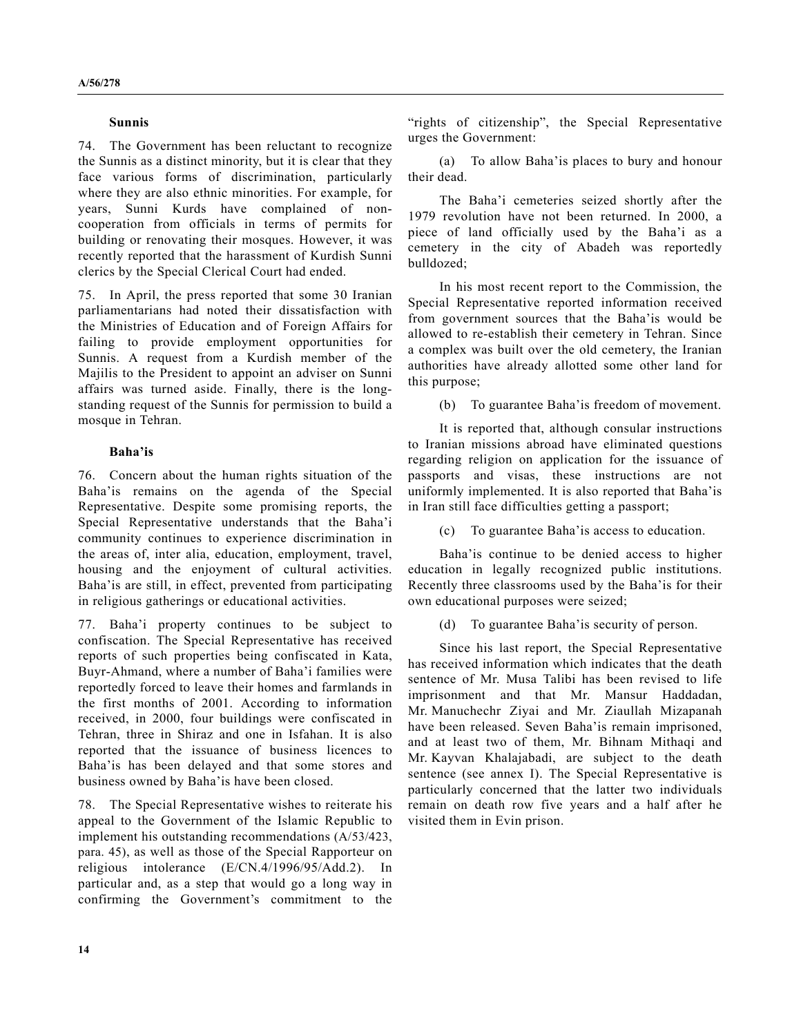### Sunnis

74. The Government has been reluctant to recognize the Sunnis as a distinct minority, but it is clear that they face various forms of discrimination, particularly where they are also ethnic minorities. For example, for years, Sunni Kurds have complained of non-cooperation from officials in terms of permits for building or renovating their mosques. However, it was recently reported that the harassment of Kurdish Sunni clerics by the Special Clerical Court had ended.

75. In April, the press reported that some 30 Iranian parliamentarians had noted their dissatisfaction with the Ministries of Education and of Foreign Affairs for failing to provide employment opportunities for Sunnis. A request from a Kurdish member of the Majilis to the President to appoint an adviser on Sunni affairs was turned aside. Finally, there is the long-standing request of the Sunnis for permission to build a mosque in Tehran.

### Baha'is

76. Concern about the human rights situation of the Baha'is remains on the agenda of the Special Representative. Despite some promising reports, the Special Representative understands that the Baha'i community continues to experience discrimination in the areas of, inter alia, education, employment, travel, housing and the enjoyment of cultural activities. Baha'is are still, in effect, prevented from participating in religious gatherings or educational activities.

77. Baha'i property continues to be subject to confiscation. The Special Representative has received reports of such properties being confiscated in Kata, Buyr-Ahmand, where a number of Baha'i families were reportedly forced to leave their homes and farmlands in the first months of 2001. According to information received, in 2000, four buildings were confiscated in Tehran, three in Shiraz and one in Isfahan. It is also reported that the issuance of business licences to Baha'is has been delayed and that some stores and business owned by Baha'is have been closed.

78. The Special Representative wishes to reiterate his appeal to the Government of the Islamic Republic to implement his outstanding recommendations (A/53/423, para. 45), as well as those of the Special Rapporteur on religious intolerance (E/CN.4/1996/95/Add.2). In particular and, as a step that would go a long way in confirming the Government's commitment to the "rights of citizenship", the Special Representative urges the Government:

(a) To allow Baha'is places to bury and honour their dead.

The Baha'i cemeteries seized shortly after the 1979 revolution have not been returned. In 2000, a piece of land officially used by the Baha'i as a cemetery in the city of Abadeh was reportedly bulldozed;

In his most recent report to the Commission, the Special Representative reported information received from government sources that the Baha'is would be allowed to re-establish their cemetery in Tehran. Since a complex was built over the old cemetery, the Iranian authorities have already allotted some other land for this purpose;

(b) To guarantee Baha'is freedom of movement.

It is reported that, although consular instructions to Iranian missions abroad have eliminated questions regarding religion on application for the issuance of passports and visas, these instructions are not uniformly implemented. It is also reported that Baha'is in Iran still face difficulties getting a passport;

(c) To guarantee Baha'is access to education.

Baha'is continue to be denied access to higher education in legally recognized public institutions. Recently three classrooms used by the Baha'is for their own educational purposes were seized;

(d) To guarantee Baha'is security of person.

Since his last report, the Special Representative has received information which indicates that the death sentence of Mr. Musa Talibi has been revised to life imprisonment and that Mr. Mansur Haddadan, Mr. Manuchechr Ziyai and Mr. Ziaullah Mizapanah have been released. Seven Baha'is remain imprisoned, and at least two of them, Mr. Bihnam Mithaqi and Mr. Kayvan Khalajabadi, are subject to the death sentence (see annex I). The Special Representative is particularly concerned that the latter two individuals remain on death row five years and a half after he visited them in Evin prison.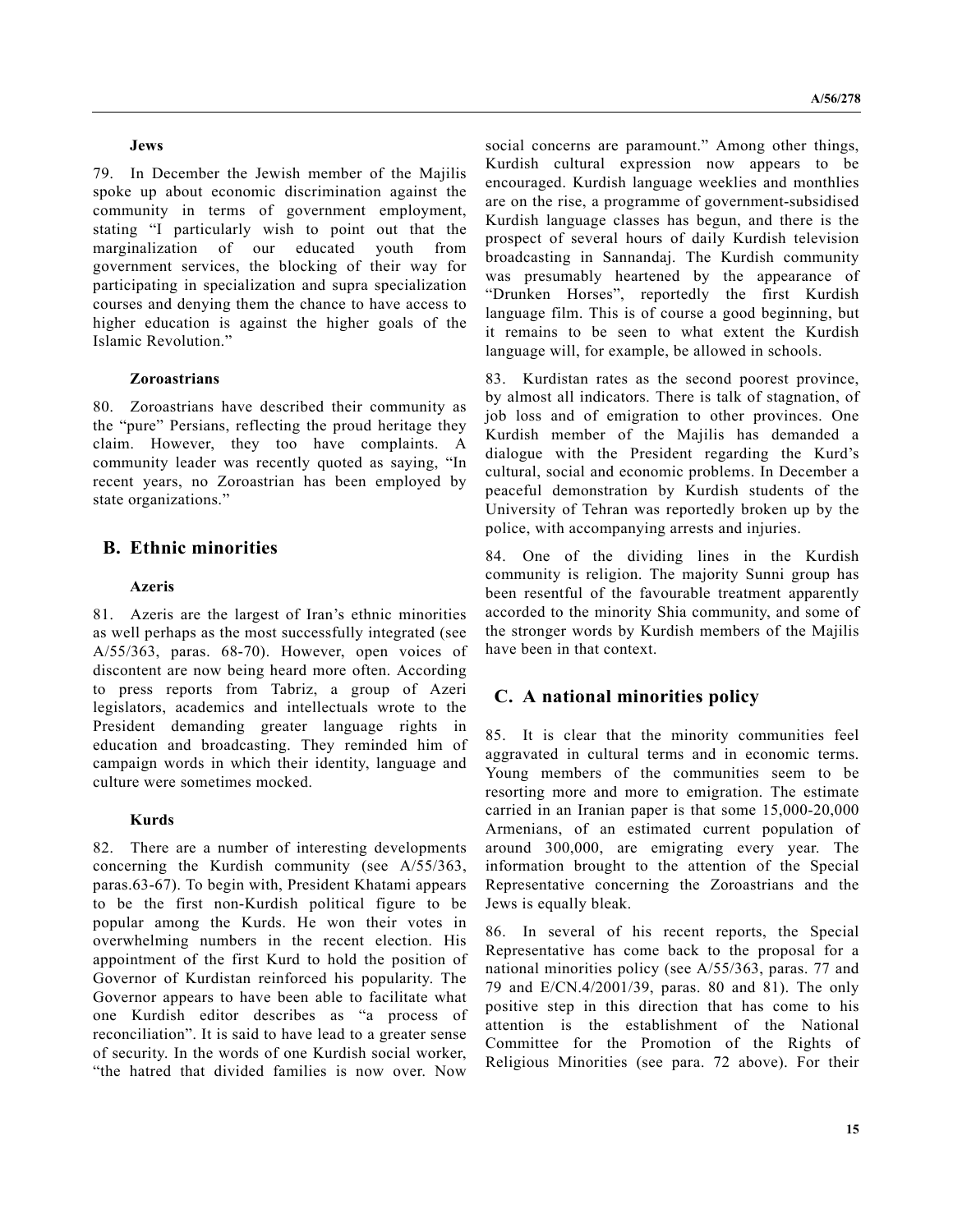#### Jews

79. In December the Jewish member of the Majilis spoke up about economic discrimination against the community in terms of government employment, stating "I particularly wish to point out that the marginalization of our educated youth from government services, the blocking of their way for participating in specialization and supra specialization courses and denying them the chance to have access to higher education is against the higher goals of the Islamic Revolution."

#### Zoroastrians

80. Zoroastrians have described their community as the "pure" Persians, reflecting the proud heritage they claim. However, they too have complaints. A community leader was recently quoted as saying, "In recent years, no Zoroastrian has been employed by state organizations."

## B. Ethnic minorities

#### Azeris

81. Azeris are the largest of Iran's ethnic minorities as well perhaps as the most successfully integrated (see A/55/363, paras. 68-70). However, open voices of discontent are now being heard more often. According to press reports from Tabriz, a group of Azeri legislators, academics and intellectuals wrote to the President demanding greater language rights in education and broadcasting. They reminded him of campaign words in which their identity, language and culture were sometimes mocked.

#### Kurds

82. There are a number of interesting developments concerning the Kurdish community (see A/55/363, paras.63-67). To begin with, President Khatami appears to be the first non-Kurdish political figure to be popular among the Kurds. He won their votes in overwhelming numbers in the recent election. His appointment of the first Kurd to hold the position of Governor of Kurdistan reinforced his popularity. The Governor appears to have been able to facilitate what one Kurdish editor describes as "a process of reconciliation". It is said to have lead to a greater sense of security. In the words of one Kurdish social worker, "the hatred that divided families is now over. Now social concerns are paramount." Among other things, Kurdish cultural expression now appears to be encouraged. Kurdish language weeklies and monthlies are on the rise, a programme of government-subsidised Kurdish language classes has begun, and there is the prospect of several hours of daily Kurdish television broadcasting in Sannandaj. The Kurdish community was presumably heartened by the appearance of "Drunken Horses", reportedly the first Kurdish language film. This is of course a good beginning, but it remains to be seen to what extent the Kurdish language will, for example, be allowed in schools.

83. Kurdistan rates as the second poorest province, by almost all indicators. There is talk of stagnation, of job loss and of emigration to other provinces. One Kurdish member of the Majilis has demanded a dialogue with the President regarding the Kurd's cultural, social and economic problems. In December a peaceful demonstration by Kurdish students of the University of Tehran was reportedly broken up by the police, with accompanying arrests and injuries.

84. One of the dividing lines in the Kurdish community is religion. The majority Sunni group has been resentful of the favourable treatment apparently accorded to the minority Shia community, and some of the stronger words by Kurdish members of the Majilis have been in that context.

## C. A national minorities policy

85. It is clear that the minority communities feel aggravated in cultural terms and in economic terms. Young members of the communities seem to be resorting more and more to emigration. The estimate carried in an Iranian paper is that some 15,000-20,000 Armenians, of an estimated current population of around 300,000, are emigrating every year. The information brought to the attention of the Special Representative concerning the Zoroastrians and the Jews is equally bleak.

86. In several of his recent reports, the Special Representative has come back to the proposal for a national minorities policy (see A/55/363, paras. 77 and 79 and E/CN.4/2001/39, paras. 80 and 81). The only positive step in this direction that has come to his attention is the establishment of the National Committee for the Promotion of the Rights of Religious Minorities (see para. 72 above). For their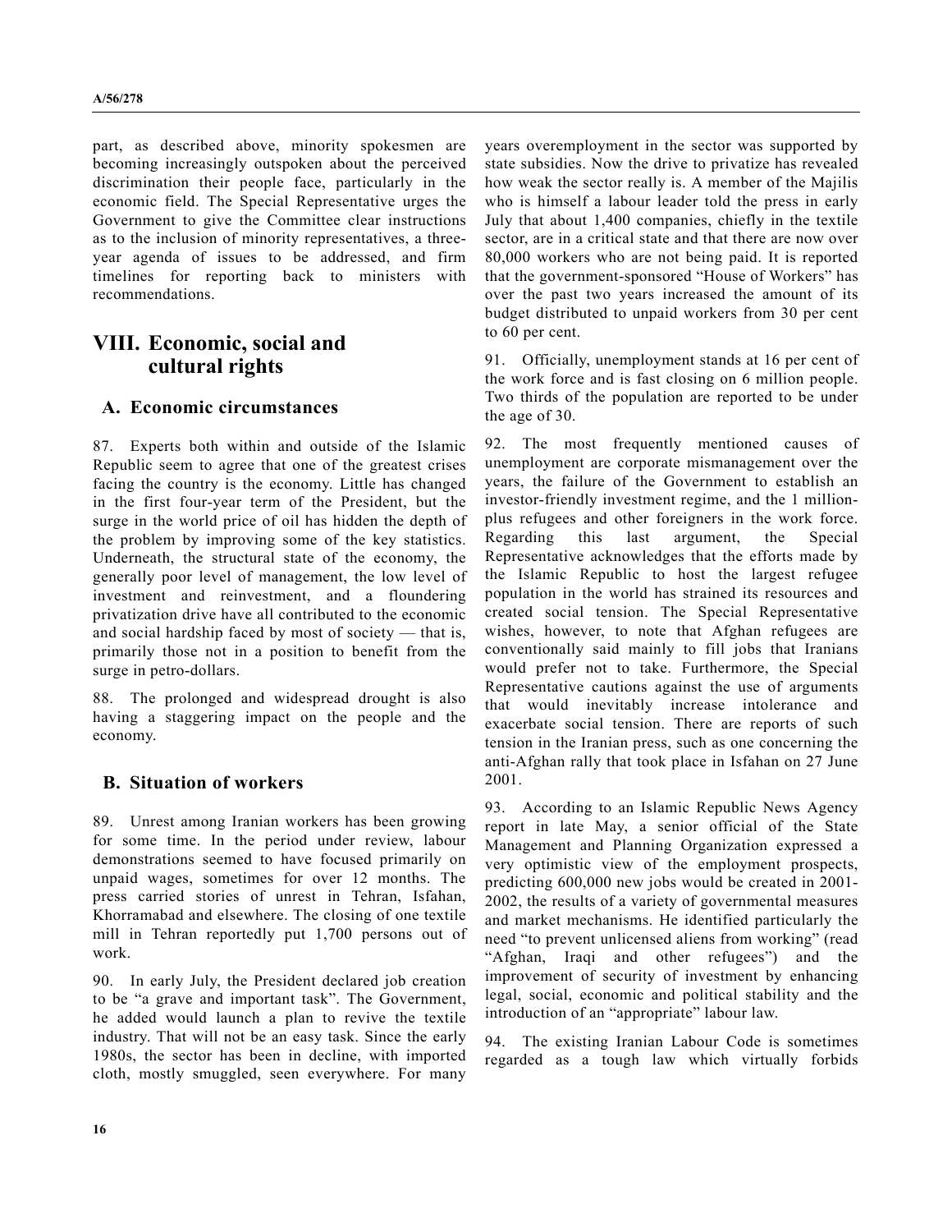part, as described above, minority spokesmen are becoming increasingly outspoken about the perceived discrimination their people face, particularly in the economic field. The Special Representative urges the Government to give the Committee clear instructions as to the inclusion of minority representatives, a three-year agenda of issues to be addressed, and firm timelines for reporting back to ministers with recommendations.

# VIII. Economic, social and cultural rights

## A. Economic circumstances

87. Experts both within and outside of the Islamic Republic seem to agree that one of the greatest crises facing the country is the economy. Little has changed in the first four-year term of the President, but the surge in the world price of oil has hidden the depth of the problem by improving some of the key statistics. Underneath, the structural state of the economy, the generally poor level of management, the low level of investment and reinvestment, and a floundering privatization drive have all contributed to the economic and social hardship faced by most of society — that is, primarily those not in a position to benefit from the surge in petro-dollars.

88. The prolonged and widespread drought is also having a staggering impact on the people and the economy.

## B. Situation of workers

89. Unrest among Iranian workers has been growing for some time. In the period under review, labour demonstrations seemed to have focused primarily on unpaid wages, sometimes for over 12 months. The press carried stories of unrest in Tehran, Isfahan, Khorramabad and elsewhere. The closing of one textile mill in Tehran reportedly put 1,700 persons out of work.

90. In early July, the President declared job creation to be "a grave and important task". The Government, he added would launch a plan to revive the textile industry. That will not be an easy task. Since the early 1980s, the sector has been in decline, with imported cloth, mostly smuggled, seen everywhere. For many years overemployment in the sector was supported by state subsidies. Now the drive to privatize has revealed how weak the sector really is. A member of the Majilis who is himself a labour leader told the press in early July that about 1,400 companies, chiefly in the textile sector, are in a critical state and that there are now over 80,000 workers who are not being paid. It is reported that the government-sponsored "House of Workers" has over the past two years increased the amount of its budget distributed to unpaid workers from 30 per cent to 60 per cent.

91. Officially, unemployment stands at 16 per cent of the work force and is fast closing on 6 million people. Two thirds of the population are reported to be under the age of 30.

92. The most frequently mentioned causes of unemployment are corporate mismanagement over the years, the failure of the Government to establish an investor-friendly investment regime, and the 1 million-plus refugees and other foreigners in the work force. Regarding this last argument, the Special Representative acknowledges that the efforts made by the Islamic Republic to host the largest refugee population in the world has strained its resources and created social tension. The Special Representative wishes, however, to note that Afghan refugees are conventionally said mainly to fill jobs that Iranians would prefer not to take. Furthermore, the Special Representative cautions against the use of arguments that would inevitably increase intolerance and exacerbate social tension. There are reports of such tension in the Iranian press, such as one concerning the anti-Afghan rally that took place in Isfahan on 27 June 2001.

93. According to an Islamic Republic News Agency report in late May, a senior official of the State Management and Planning Organization expressed a very optimistic view of the employment prospects, predicting 600,000 new jobs would be created in 2001-2002, the results of a variety of governmental measures and market mechanisms. He identified particularly the need "to prevent unlicensed aliens from working" (read "Afghan, Iraqi and other refugees") and the improvement of security of investment by enhancing legal, social, economic and political stability and the introduction of an "appropriate" labour law.

94. The existing Iranian Labour Code is sometimes regarded as a tough law which virtually forbids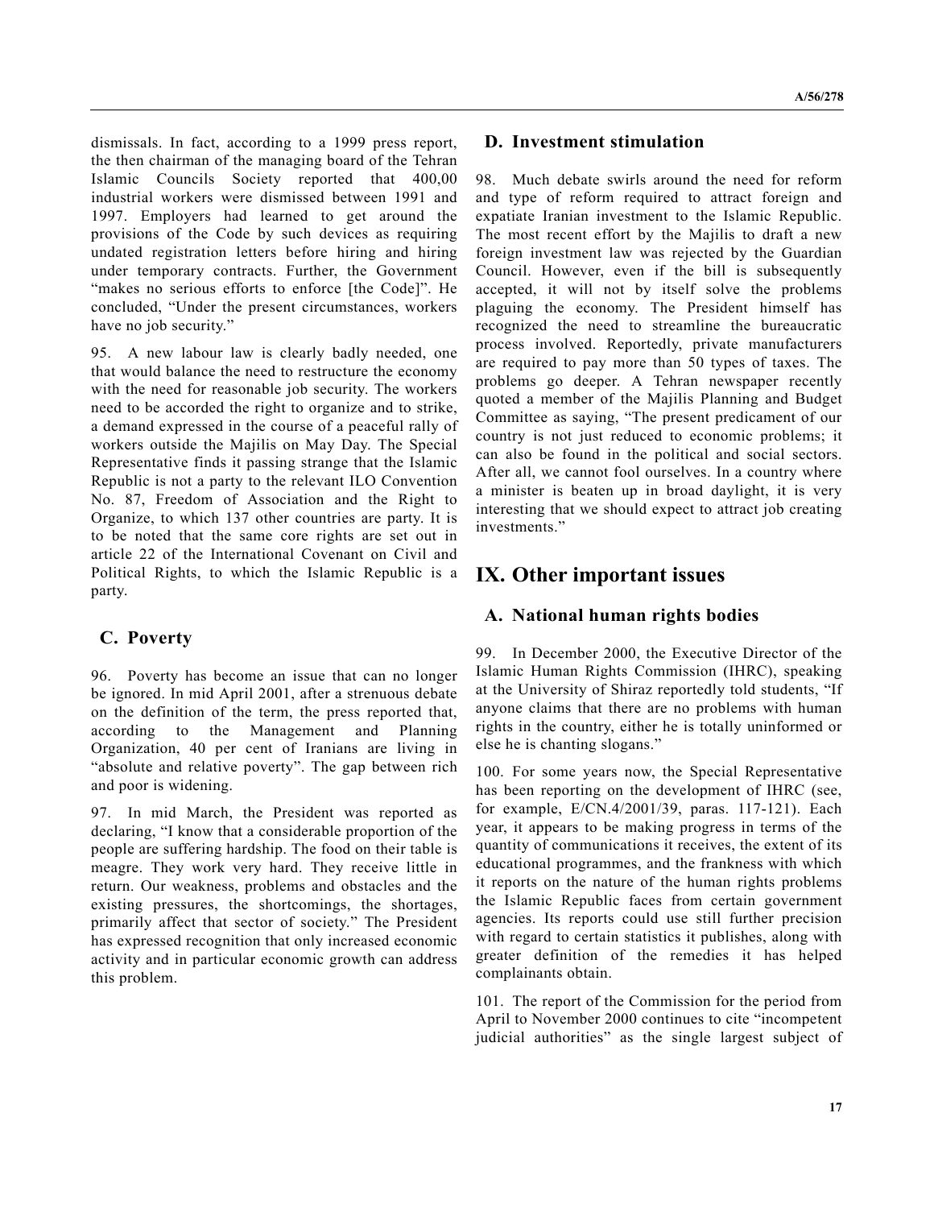dismissals. In fact, according to a 1999 press report, the then chairman of the managing board of the Tehran Islamic Councils Society reported that 400,00 industrial workers were dismissed between 1991 and 1997. Employers had learned to get around the provisions of the Code by such devices as requiring undated registration letters before hiring and hiring under temporary contracts. Further, the Government "makes no serious efforts to enforce [the Code]". He concluded, "Under the present circumstances, workers have no job security."

95. A new labour law is clearly badly needed, one that would balance the need to restructure the economy with the need for reasonable job security. The workers need to be accorded the right to organize and to strike, a demand expressed in the course of a peaceful rally of workers outside the Majilis on May Day. The Special Representative finds it passing strange that the Islamic Republic is not a party to the relevant ILO Convention No. 87, Freedom of Association and the Right to Organize, to which 137 other countries are party. It is to be noted that the same core rights are set out in article 22 of the International Covenant on Civil and Political Rights, to which the Islamic Republic is a party.

### C. Poverty

96. Poverty has become an issue that can no longer be ignored. In mid April 2001, after a strenuous debate on the definition of the term, the press reported that, according to the Management and Planning Organization, 40 per cent of Iranians are living in "absolute and relative poverty". The gap between rich and poor is widening.

97. In mid March, the President was reported as declaring, "I know that a considerable proportion of the people are suffering hardship. The food on their table is meagre. They work very hard. They receive little in return. Our weakness, problems and obstacles and the existing pressures, the shortcomings, the shortages, primarily affect that sector of society." The President has expressed recognition that only increased economic activity and in particular economic growth can address this problem.

### D. Investment stimulation

98. Much debate swirls around the need for reform and type of reform required to attract foreign and expatiate Iranian investment to the Islamic Republic. The most recent effort by the Majilis to draft a new foreign investment law was rejected by the Guardian Council. However, even if the bill is subsequently accepted, it will not by itself solve the problems plaguing the economy. The President himself has recognized the need to streamline the bureaucratic process involved. Reportedly, private manufacturers are required to pay more than 50 types of taxes. The problems go deeper. A Tehran newspaper recently quoted a member of the Majilis Planning and Budget Committee as saying, "The present predicament of our country is not just reduced to economic problems; it can also be found in the political and social sectors. After all, we cannot fool ourselves. In a country where a minister is beaten up in broad daylight, it is very interesting that we should expect to attract job creating investments."

## IX. Other important issues

### A. National human rights bodies

99. In December 2000, the Executive Director of the Islamic Human Rights Commission (IHRC), speaking at the University of Shiraz reportedly told students, "If anyone claims that there are no problems with human rights in the country, either he is totally uninformed or else he is chanting slogans."

100. For some years now, the Special Representative has been reporting on the development of IHRC (see, for example, E/CN.4/2001/39, paras. 117-121). Each year, it appears to be making progress in terms of the quantity of communications it receives, the extent of its educational programmes, and the frankness with which it reports on the nature of the human rights problems the Islamic Republic faces from certain government agencies. Its reports could use still further precision with regard to certain statistics it publishes, along with greater definition of the remedies it has helped complainants obtain.

101. The report of the Commission for the period from April to November 2000 continues to cite "incompetent judicial authorities" as the single largest subject of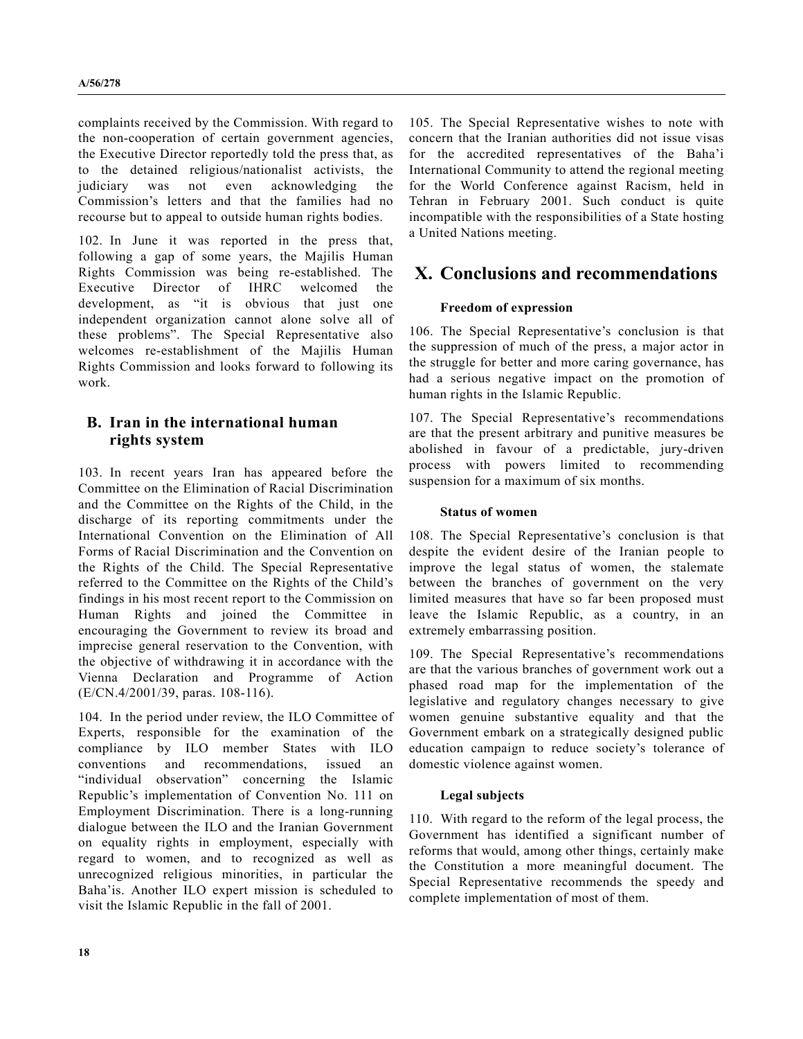complaints received by the Commission. With regard to the non-cooperation of certain government agencies, the Executive Director reportedly told the press that, as to the detained religious/nationalist activists, the judiciary was not even acknowledging the Commission's letters and that the families had no recourse but to appeal to outside human rights bodies.

102. In June it was reported in the press that, following a gap of some years, the Majilis Human Rights Commission was being re-established. The Executive Director of IHRC welcomed the development, as "it is obvious that just one independent organization cannot alone solve all of these problems". The Special Representative also welcomes re-establishment of the Majilis Human Rights Commission and looks forward to following its work.

## B. Iran in the international human rights system

103. In recent years Iran has appeared before the Committee on the Elimination of Racial Discrimination and the Committee on the Rights of the Child, in the discharge of its reporting commitments under the International Convention on the Elimination of All Forms of Racial Discrimination and the Convention on the Rights of the Child. The Special Representative referred to the Committee on the Rights of the Child's findings in his most recent report to the Commission on Human Rights and joined the Committee in encouraging the Government to review its broad and imprecise general reservation to the Convention, with the objective of withdrawing it in accordance with the Vienna Declaration and Programme of Action (E/CN.4/2001/39, paras. 108-116).

104. In the period under review, the ILO Committee of Experts, responsible for the examination of the compliance by ILO member States with ILO conventions and recommendations, issued an "individual observation" concerning the Islamic Republic's implementation of Convention No. 111 on Employment Discrimination. There is a long-running dialogue between the ILO and the Iranian Government on equality rights in employment, especially with regard to women, and to recognized as well as unrecognized religious minorities, in particular the Baha'is. Another ILO expert mission is scheduled to visit the Islamic Republic in the fall of 2001.

105. The Special Representative wishes to note with concern that the Iranian authorities did not issue visas for the accredited representatives of the Baha'i International Community to attend the regional meeting for the World Conference against Racism, held in Tehran in February 2001. Such conduct is quite incompatible with the responsibilities of a State hosting a United Nations meeting.

# X. Conclusions and recommendations

### Freedom of expression

106. The Special Representative's conclusion is that the suppression of much of the press, a major actor in the struggle for better and more caring governance, has had a serious negative impact on the promotion of human rights in the Islamic Republic.

107. The Special Representative's recommendations are that the present arbitrary and punitive measures be abolished in favour of a predictable, jury-driven process with powers limited to recommending suspension for a maximum of six months.

### Status of women

108. The Special Representative's conclusion is that despite the evident desire of the Iranian people to improve the legal status of women, the stalemate between the branches of government on the very limited measures that have so far been proposed must leave the Islamic Republic, as a country, in an extremely embarrassing position.

109. The Special Representative's recommendations are that the various branches of government work out a phased road map for the implementation of the legislative and regulatory changes necessary to give women genuine substantive equality and that the Government embark on a strategically designed public education campaign to reduce society's tolerance of domestic violence against women.

### Legal subjects

110. With regard to the reform of the legal process, the Government has identified a significant number of reforms that would, among other things, certainly make the Constitution a more meaningful document. The Special Representative recommends the speedy and complete implementation of most of them.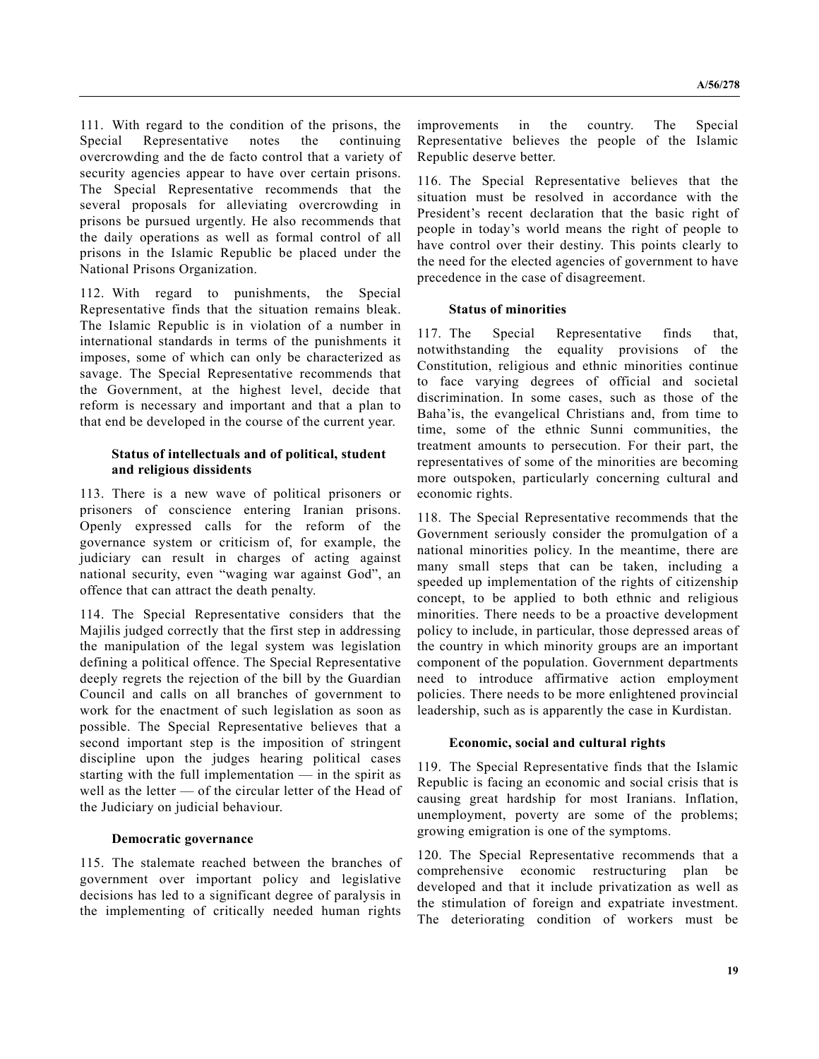111. With regard to the condition of the prisons, the Special Representative notes the continuing overcrowding and the de facto control that a variety of security agencies appear to have over certain prisons. The Special Representative recommends that the several proposals for alleviating overcrowding in prisons be pursued urgently. He also recommends that the daily operations as well as formal control of all prisons in the Islamic Republic be placed under the National Prisons Organization.

112. With regard to punishments, the Special Representative finds that the situation remains bleak. The Islamic Republic is in violation of a number in international standards in terms of the punishments it imposes, some of which can only be characterized as savage. The Special Representative recommends that the Government, at the highest level, decide that reform is necessary and important and that a plan to that end be developed in the course of the current year.

### Status of intellectuals and of political, student and religious dissidents

113. There is a new wave of political prisoners or prisoners of conscience entering Iranian prisons. Openly expressed calls for the reform of the governance system or criticism of, for example, the judiciary can result in charges of acting against national security, even "waging war against God", an offence that can attract the death penalty.

114. The Special Representative considers that the Majilis judged correctly that the first step in addressing the manipulation of the legal system was legislation defining a political offence. The Special Representative deeply regrets the rejection of the bill by the Guardian Council and calls on all branches of government to work for the enactment of such legislation as soon as possible. The Special Representative believes that a second important step is the imposition of stringent discipline upon the judges hearing political cases starting with the full implementation — in the spirit as well as the letter — of the circular letter of the Head of the Judiciary on judicial behaviour.

### Democratic governance

115. The stalemate reached between the branches of government over important policy and legislative decisions has led to a significant degree of paralysis in the implementing of critically needed human rights improvements in the country. The Special Representative believes the people of the Islamic Republic deserve better.

116. The Special Representative believes that the situation must be resolved in accordance with the President's recent declaration that the basic right of people in today's world means the right of people to have control over their destiny. This points clearly to the need for the elected agencies of government to have precedence in the case of disagreement.

### Status of minorities

117. The Special Representative finds that, notwithstanding the equality provisions of the Constitution, religious and ethnic minorities continue to face varying degrees of official and societal discrimination. In some cases, such as those of the Baha'is, the evangelical Christians and, from time to time, some of the ethnic Sunni communities, the treatment amounts to persecution. For their part, the representatives of some of the minorities are becoming more outspoken, particularly concerning cultural and economic rights.

118. The Special Representative recommends that the Government seriously consider the promulgation of a national minorities policy. In the meantime, there are many small steps that can be taken, including a speeded up implementation of the rights of citizenship concept, to be applied to both ethnic and religious minorities. There needs to be a proactive development policy to include, in particular, those depressed areas of the country in which minority groups are an important component of the population. Government departments need to introduce affirmative action employment policies. There needs to be more enlightened provincial leadership, such as is apparently the case in Kurdistan.

### Economic, social and cultural rights

119. The Special Representative finds that the Islamic Republic is facing an economic and social crisis that is causing great hardship for most Iranians. Inflation, unemployment, poverty are some of the problems; growing emigration is one of the symptoms.

120. The Special Representative recommends that a comprehensive economic restructuring plan be developed and that it include privatization as well as the stimulation of foreign and expatriate investment. The deteriorating condition of workers must be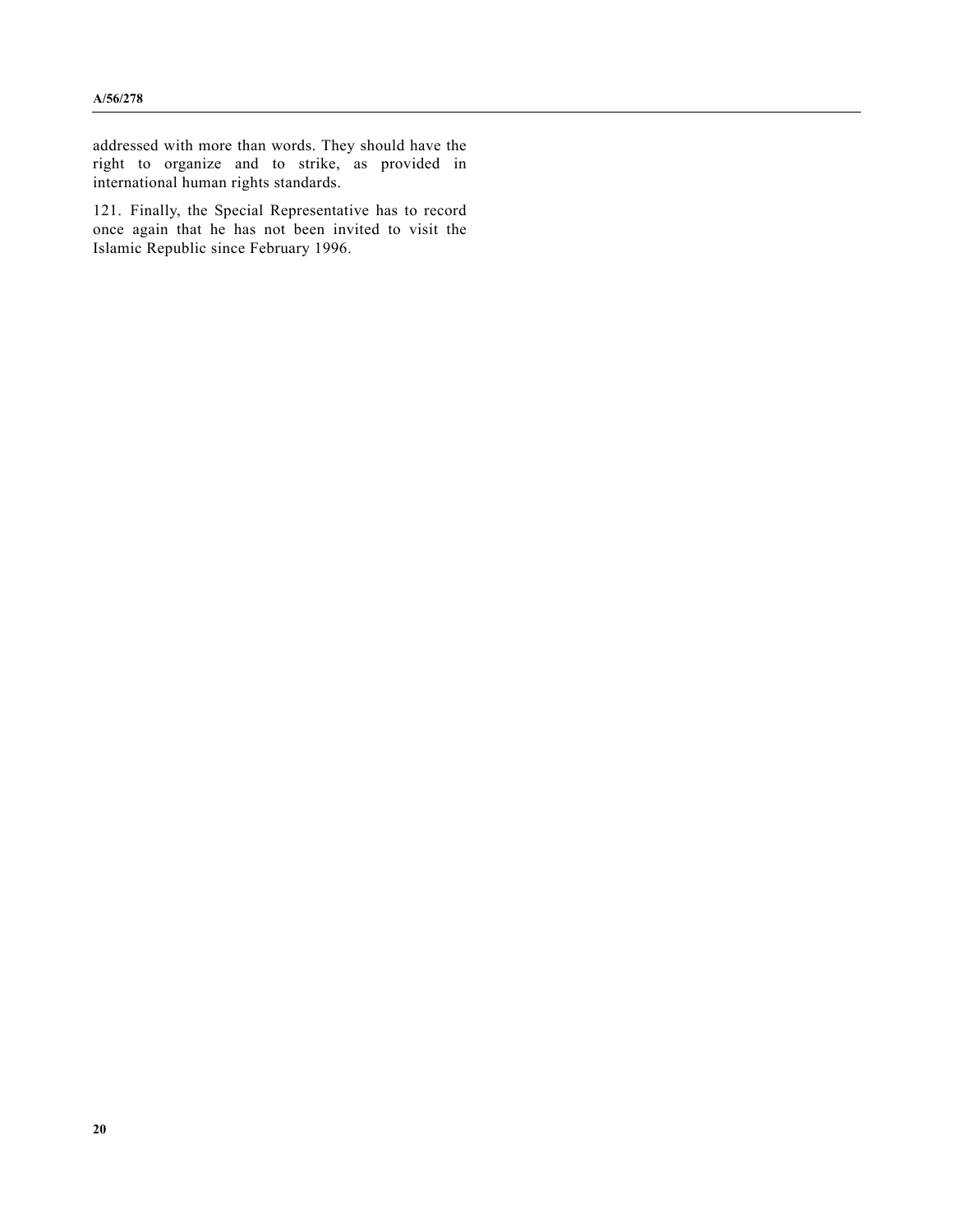addressed with more than words. They should have the right to organize and to strike, as provided in international human rights standards.

121. Finally, the Special Representative has to record once again that he has not been invited to visit the Islamic Republic since February 1996.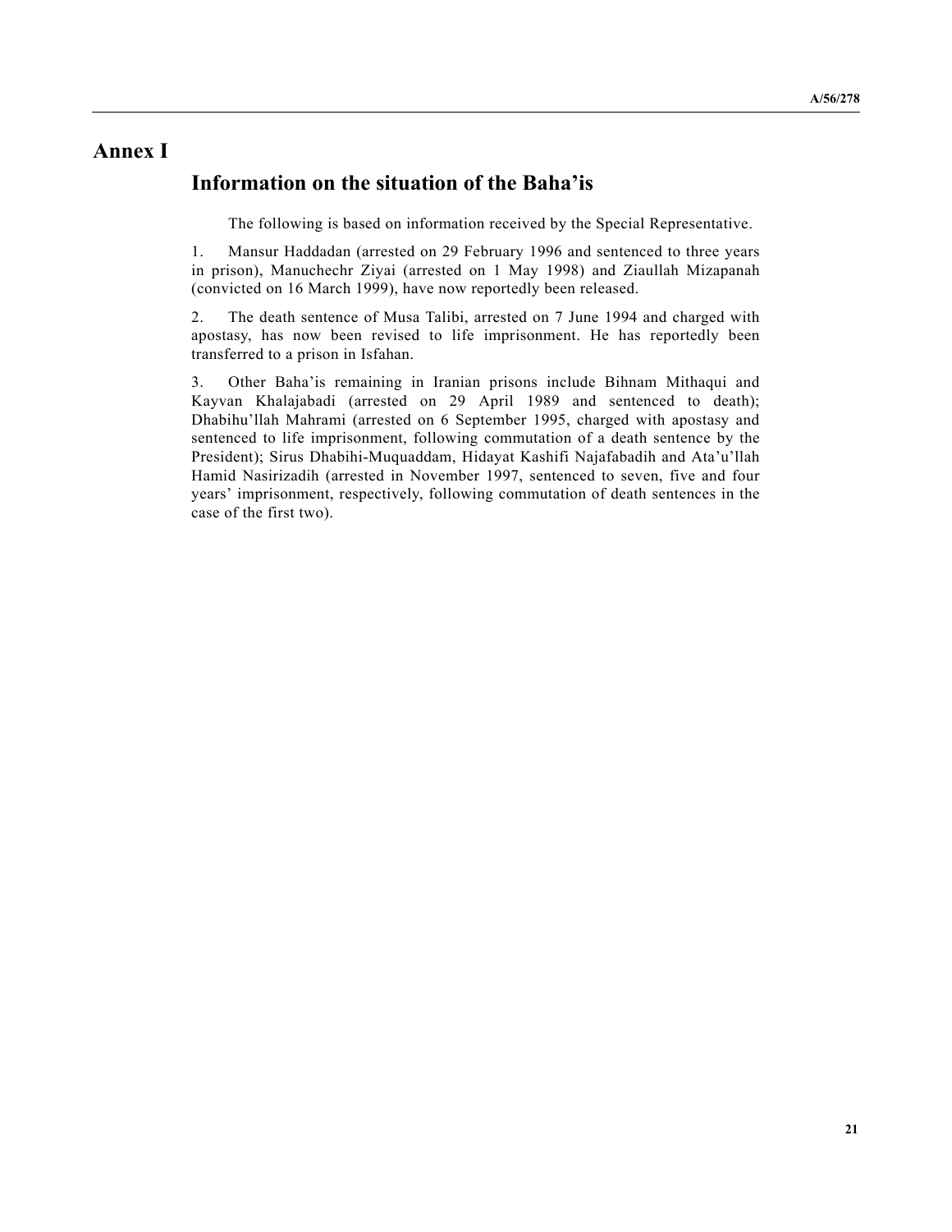# Annex I

## Information on the situation of the Baha'is

The following is based on information received by the Special Representative.

1. Mansur Haddadan (arrested on 29 February 1996 and sentenced to three years in prison), Manuchechr Ziyai (arrested on 1 May 1998) and Ziaullah Mizapanah (convicted on 16 March 1999), have now reportedly been released.

2. The death sentence of Musa Talibi, arrested on 7 June 1994 and charged with apostasy, has now been revised to life imprisonment. He has reportedly been transferred to a prison in Isfahan.

3. Other Baha'is remaining in Iranian prisons include Bihnam Mithaqui and Kayvan Khalajabadi (arrested on 29 April 1989 and sentenced to death); Dhabihu'llah Mahrami (arrested on 6 September 1995, charged with apostasy and sentenced to life imprisonment, following commutation of a death sentence by the President); Sirus Dhabihi-Muquaddam, Hidayat Kashifi Najafabadih and Ata'u'llah Hamid Nasirizadih (arrested in November 1997, sentenced to seven, five and four years' imprisonment, respectively, following commutation of death sentences in the case of the first two).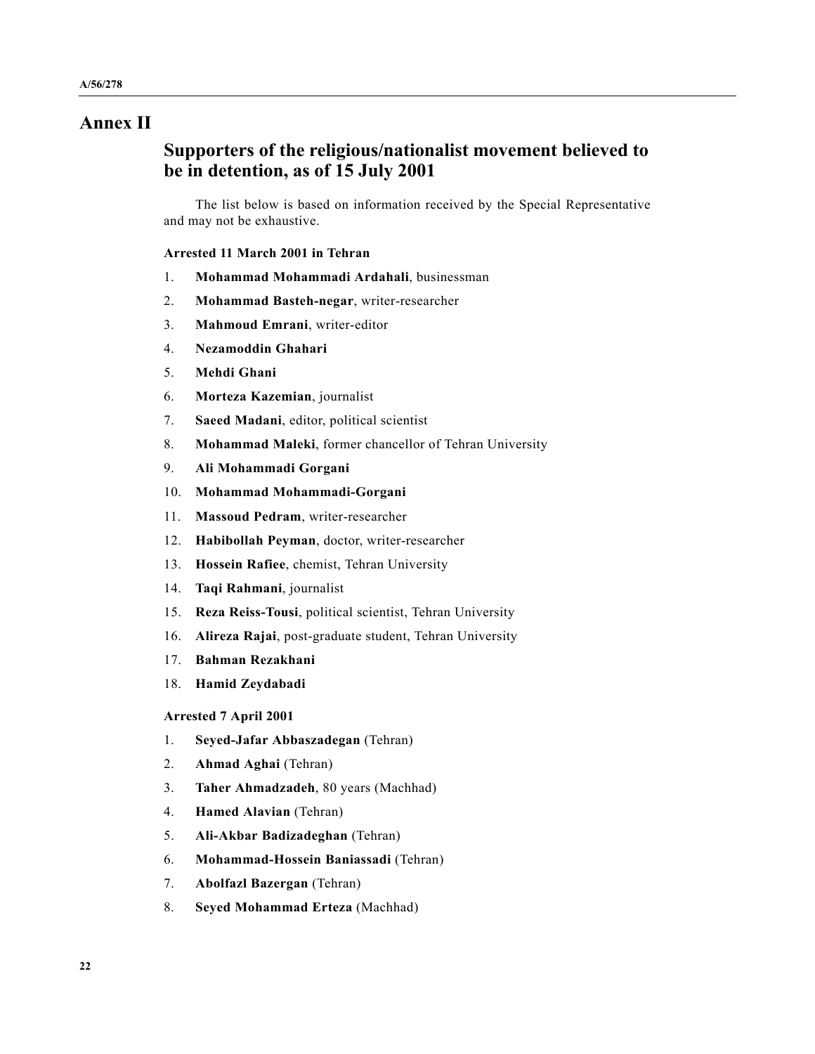# Annex II

## Supporters of the religious/nationalist movement believed to be in detention, as of 15 July 2001

The list below is based on information received by the Special Representative and may not be exhaustive.

**Arrested 11 March 2001 in Tehran**

1. **Mohammad Mohammadi Ardahali**, businessman
2. **Mohammad Basteh-negar**, writer-researcher
3. **Mahmoud Emrani**, writer-editor
4. **Nezamoddin Ghahari**
5. **Mehdi Ghani**
6. **Morteza Kazemian**, journalist
7. **Saeed Madani**, editor, political scientist
8. **Mohammad Maleki**, former chancellor of Tehran University
9. **Ali Mohammadi Gorgani**
10. **Mohammad Mohammadi-Gorgani**
11. **Massoud Pedram**, writer-researcher
12. **Habibollah Peyman**, doctor, writer-researcher
13. **Hossein Rafiee**, chemist, Tehran University
14. **Taqi Rahmani**, journalist
15. **Reza Reiss-Tousi**, political scientist, Tehran University
16. **Alireza Rajai**, post-graduate student, Tehran University
17. **Bahman Rezakhani**
18. **Hamid Zeydabadi**

**Arrested 7 April 2001**

1. **Seyed-Jafar Abbaszadegan** (Tehran)
2. **Ahmad Aghai** (Tehran)
3. **Taher Ahmadzadeh**, 80 years (Machhad)
4. **Hamed Alavian** (Tehran)
5. **Ali-Akbar Badizadeghan** (Tehran)
6. **Mohammad-Hossein Baniassadi** (Tehran)
7. **Abolfazl Bazergan** (Tehran)
8. **Seyed Mohammad Erteza** (Machhad)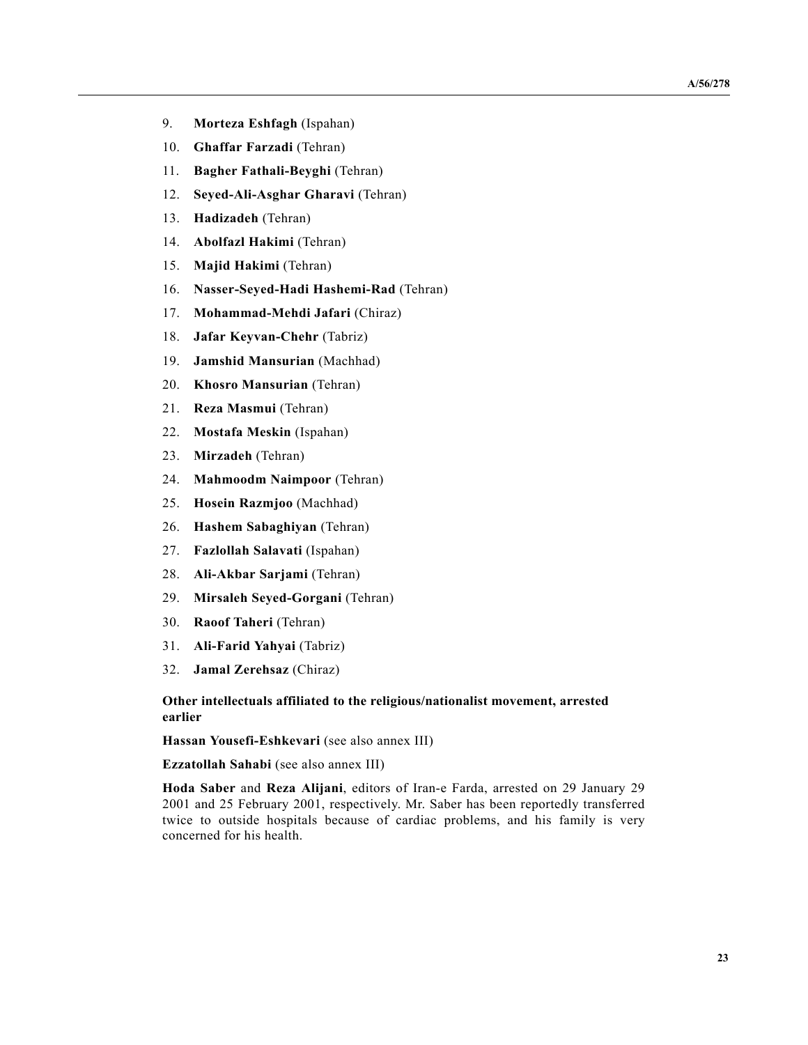9. **Morteza Eshfagh** (Ispahan)
10. **Ghaffar Farzadi** (Tehran)
11. **Bagher Fathali-Beyghi** (Tehran)
12. **Seyed-Ali-Asghar Gharavi** (Tehran)
13. **Hadizadeh** (Tehran)
14. **Abolfazl Hakimi** (Tehran)
15. **Majid Hakimi** (Tehran)
16. **Nasser-Seyed-Hadi Hashemi-Rad** (Tehran)
17. **Mohammad-Mehdi Jafari** (Chiraz)
18. **Jafar Keyvan-Chehr** (Tabriz)
19. **Jamshid Mansurian** (Machhad)
20. **Khosro Mansurian** (Tehran)
21. **Reza Masmui** (Tehran)
22. **Mostafa Meskin** (Ispahan)
23. **Mirzadeh** (Tehran)
24. **Mahmoodm Naimpoor** (Tehran)
25. **Hosein Razmjoo** (Machhad)
26. **Hashem Sabaghiyan** (Tehran)
27. **Fazlollah Salavati** (Ispahan)
28. **Ali-Akbar Sarjami** (Tehran)
29. **Mirsaleh Seyed-Gorgani** (Tehran)
30. **Raoof Taheri** (Tehran)
31. **Ali-Farid Yahyai** (Tabriz)
32. **Jamal Zerehsaz** (Chiraz)

**Other intellectuals affiliated to the religious/nationalist movement, arrested earlier**

**Hassan Yousefi-Eshkevari** (see also annex III)

**Ezzatollah Sahabi** (see also annex III)

**Hoda Saber** and **Reza Alijani**, editors of Iran-e Farda, arrested on 29 January 29 2001 and 25 February 2001, respectively. Mr. Saber has been reportedly transferred twice to outside hospitals because of cardiac problems, and his family is very concerned for his health.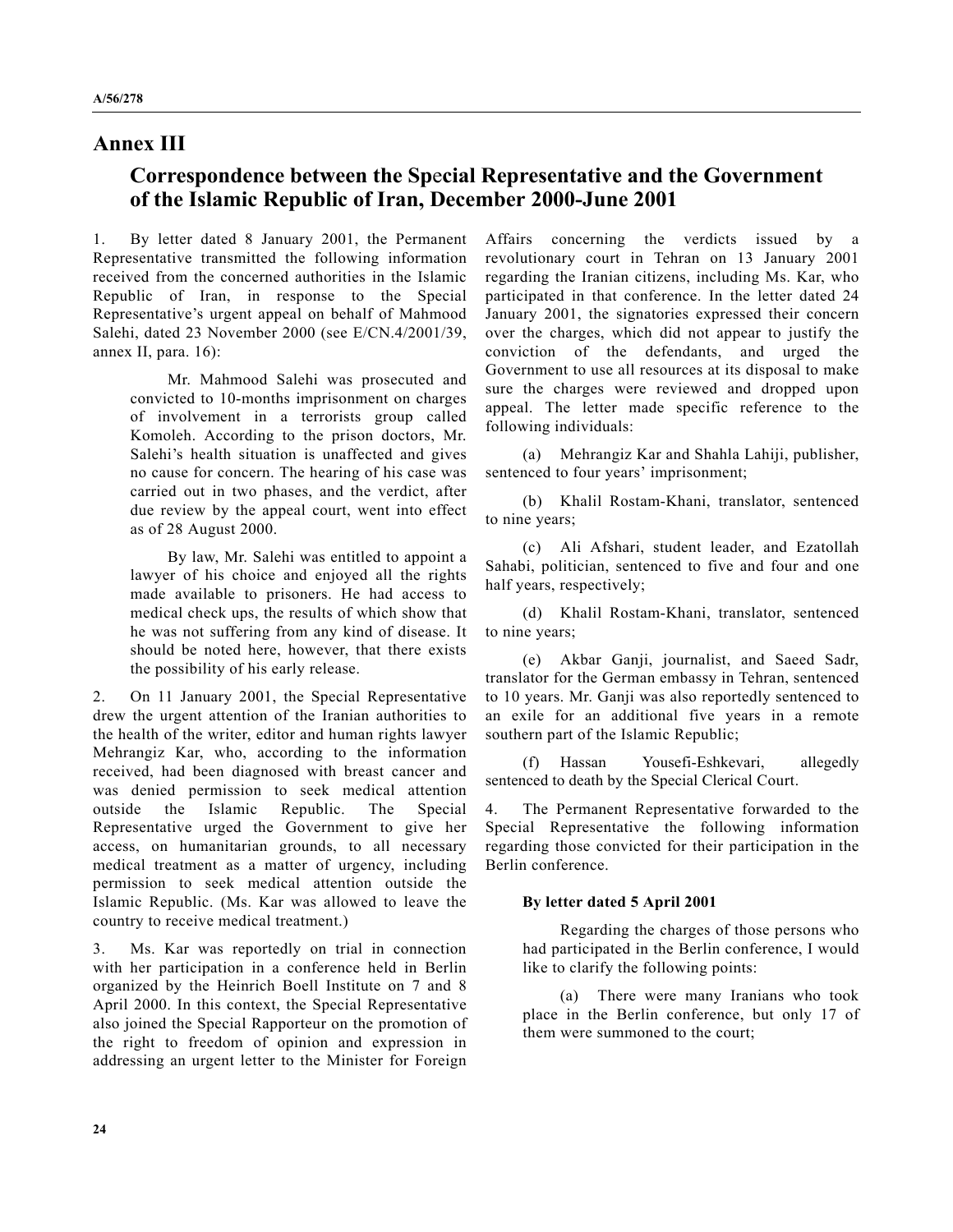# Annex III

## Correspondence between the Special Representative and the Government of the Islamic Republic of Iran, December 2000-June 2001

1. By letter dated 8 January 2001, the Permanent Representative transmitted the following information received from the concerned authorities in the Islamic Republic of Iran, in response to the Special Representative's urgent appeal on behalf of Mahmood Salehi, dated 23 November 2000 (see E/CN.4/2001/39, annex II, para. 16):

> Mr. Mahmood Salehi was prosecuted and convicted to 10-months imprisonment on charges of involvement in a terrorists group called Komoleh. According to the prison doctors, Mr. Salehi's health situation is unaffected and gives no cause for concern. The hearing of his case was carried out in two phases, and the verdict, after due review by the appeal court, went into effect as of 28 August 2000.
>
> By law, Mr. Salehi was entitled to appoint a lawyer of his choice and enjoyed all the rights made available to prisoners. He had access to medical check ups, the results of which show that he was not suffering from any kind of disease. It should be noted here, however, that there exists the possibility of his early release.

2. On 11 January 2001, the Special Representative drew the urgent attention of the Iranian authorities to the health of the writer, editor and human rights lawyer Mehrangiz Kar, who, according to the information received, had been diagnosed with breast cancer and was denied permission to seek medical attention outside the Islamic Republic. The Special Representative urged the Government to give her access, on humanitarian grounds, to all necessary medical treatment as a matter of urgency, including permission to seek medical attention outside the Islamic Republic. (Ms. Kar was allowed to leave the country to receive medical treatment.)

3. Ms. Kar was reportedly on trial in connection with her participation in a conference held in Berlin organized by the Heinrich Boell Institute on 7 and 8 April 2000. In this context, the Special Representative also joined the Special Rapporteur on the promotion of the right to freedom of opinion and expression in addressing an urgent letter to the Minister for Foreign Affairs concerning the verdicts issued by a revolutionary court in Tehran on 13 January 2001 regarding the Iranian citizens, including Ms. Kar, who participated in that conference. In the letter dated 24 January 2001, the signatories expressed their concern over the charges, which did not appear to justify the conviction of the defendants, and urged the Government to use all resources at its disposal to make sure the charges were reviewed and dropped upon appeal. The letter made specific reference to the following individuals:

(a) Mehrangiz Kar and Shahla Lahiji, publisher, sentenced to four years' imprisonment;

(b) Khalil Rostam-Khani, translator, sentenced to nine years;

(c) Ali Afshari, student leader, and Ezatollah Sahabi, politician, sentenced to five and four and one half years, respectively;

(d) Khalil Rostam-Khani, translator, sentenced to nine years;

(e) Akbar Ganji, journalist, and Saeed Sadr, translator for the German embassy in Tehran, sentenced to 10 years. Mr. Ganji was also reportedly sentenced to an exile for an additional five years in a remote southern part of the Islamic Republic;

(f) Hassan Yousefi-Eshkevari, allegedly sentenced to death by the Special Clerical Court.

4. The Permanent Representative forwarded to the Special Representative the following information regarding those convicted for their participation in the Berlin conference.

**By letter dated 5 April 2001**

> Regarding the charges of those persons who had participated in the Berlin conference, I would like to clarify the following points:
>
> (a) There were many Iranians who took place in the Berlin conference, but only 17 of them were summoned to the court;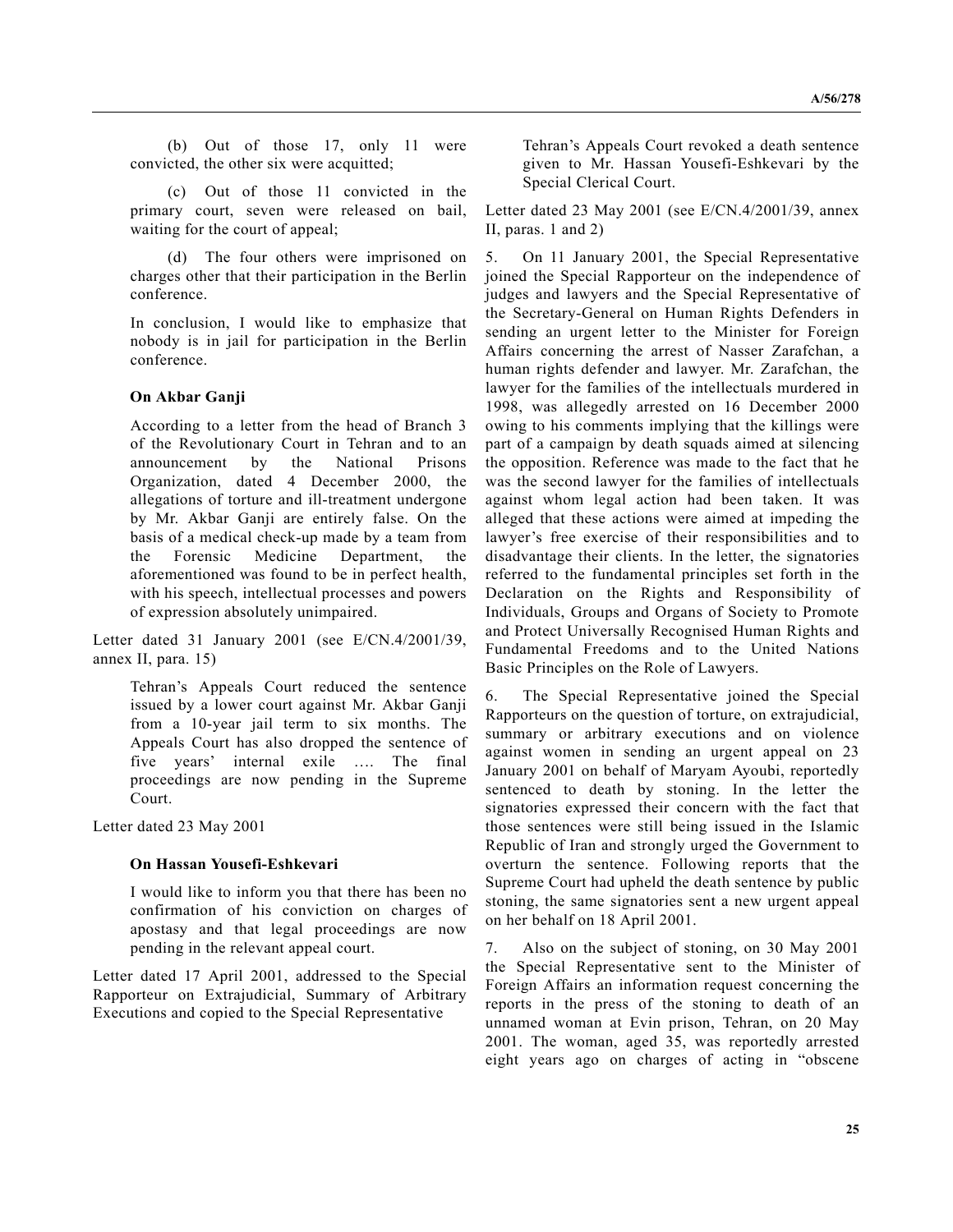(b) Out of those 17, only 11 were convicted, the other six were acquitted;

(c) Out of those 11 convicted in the primary court, seven were released on bail, waiting for the court of appeal;

(d) The four others were imprisoned on charges other that their participation in the Berlin conference.

In conclusion, I would like to emphasize that nobody is in jail for participation in the Berlin conference.

**On Akbar Ganji**

According to a letter from the head of Branch 3 of the Revolutionary Court in Tehran and to an announcement by the National Prisons Organization, dated 4 December 2000, the allegations of torture and ill-treatment undergone by Mr. Akbar Ganji are entirely false. On the basis of a medical check-up made by a team from the Forensic Medicine Department, the aforementioned was found to be in perfect health, with his speech, intellectual processes and powers of expression absolutely unimpaired.

Letter dated 31 January 2001 (see E/CN.4/2001/39, annex II, para. 15)

Tehran's Appeals Court reduced the sentence issued by a lower court against Mr. Akbar Ganji from a 10-year jail term to six months. The Appeals Court has also dropped the sentence of five years' internal exile …. The final proceedings are now pending in the Supreme Court.

Letter dated 23 May 2001

**On Hassan Yousefi-Eshkevari**

I would like to inform you that there has been no confirmation of his conviction on charges of apostasy and that legal proceedings are now pending in the relevant appeal court.

Letter dated 17 April 2001, addressed to the Special Rapporteur on Extrajudicial, Summary of Arbitrary Executions and copied to the Special Representative

Tehran's Appeals Court revoked a death sentence given to Mr. Hassan Yousefi-Eshkevari by the Special Clerical Court.

Letter dated 23 May 2001 (see E/CN.4/2001/39, annex II, paras. 1 and 2)

5. On 11 January 2001, the Special Representative joined the Special Rapporteur on the independence of judges and lawyers and the Special Representative of the Secretary-General on Human Rights Defenders in sending an urgent letter to the Minister for Foreign Affairs concerning the arrest of Nasser Zarafchan, a human rights defender and lawyer. Mr. Zarafchan, the lawyer for the families of the intellectuals murdered in 1998, was allegedly arrested on 16 December 2000 owing to his comments implying that the killings were part of a campaign by death squads aimed at silencing the opposition. Reference was made to the fact that he was the second lawyer for the families of intellectuals against whom legal action had been taken. It was alleged that these actions were aimed at impeding the lawyer's free exercise of their responsibilities and to disadvantage their clients. In the letter, the signatories referred to the fundamental principles set forth in the Declaration on the Rights and Responsibility of Individuals, Groups and Organs of Society to Promote and Protect Universally Recognised Human Rights and Fundamental Freedoms and to the United Nations Basic Principles on the Role of Lawyers.

6. The Special Representative joined the Special Rapporteurs on the question of torture, on extrajudicial, summary or arbitrary executions and on violence against women in sending an urgent appeal on 23 January 2001 on behalf of Maryam Ayoubi, reportedly sentenced to death by stoning. In the letter the signatories expressed their concern with the fact that those sentences were still being issued in the Islamic Republic of Iran and strongly urged the Government to overturn the sentence. Following reports that the Supreme Court had upheld the death sentence by public stoning, the same signatories sent a new urgent appeal on her behalf on 18 April 2001.

7. Also on the subject of stoning, on 30 May 2001 the Special Representative sent to the Minister of Foreign Affairs an information request concerning the reports in the press of the stoning to death of an unnamed woman at Evin prison, Tehran, on 20 May 2001. The woman, aged 35, was reportedly arrested eight years ago on charges of acting in "obscene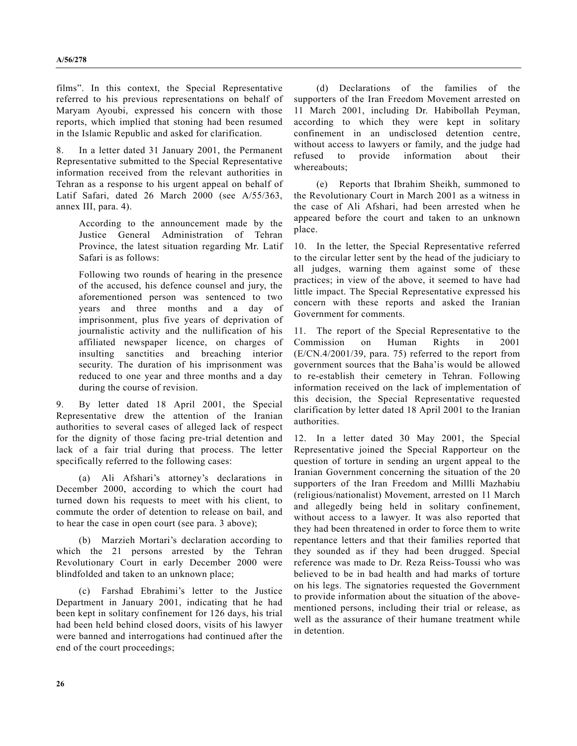films". In this context, the Special Representative referred to his previous representations on behalf of Maryam Ayoubi, expressed his concern with those reports, which implied that stoning had been resumed in the Islamic Republic and asked for clarification.

8. In a letter dated 31 January 2001, the Permanent Representative submitted to the Special Representative information received from the relevant authorities in Tehran as a response to his urgent appeal on behalf of Latif Safari, dated 26 March 2000 (see A/55/363, annex III, para. 4).

> According to the announcement made by the Justice General Administration of Tehran Province, the latest situation regarding Mr. Latif Safari is as follows:
>
> Following two rounds of hearing in the presence of the accused, his defence counsel and jury, the aforementioned person was sentenced to two years and three months and a day of imprisonment, plus five years of deprivation of journalistic activity and the nullification of his affiliated newspaper licence, on charges of insulting sanctities and breaching interior security. The duration of his imprisonment was reduced to one year and three months and a day during the course of revision.

9. By letter dated 18 April 2001, the Special Representative drew the attention of the Iranian authorities to several cases of alleged lack of respect for the dignity of those facing pre-trial detention and lack of a fair trial during that process. The letter specifically referred to the following cases:

(a) Ali Afshari's attorney's declarations in December 2000, according to which the court had turned down his requests to meet with his client, to commute the order of detention to release on bail, and to hear the case in open court (see para. 3 above);

(b) Marzieh Mortari's declaration according to which the 21 persons arrested by the Tehran Revolutionary Court in early December 2000 were blindfolded and taken to an unknown place;

(c) Farshad Ebrahimi's letter to the Justice Department in January 2001, indicating that he had been kept in solitary confinement for 126 days, his trial had been held behind closed doors, visits of his lawyer were banned and interrogations had continued after the end of the court proceedings;

(d) Declarations of the families of the supporters of the Iran Freedom Movement arrested on 11 March 2001, including Dr. Habibollah Peyman, according to which they were kept in solitary confinement in an undisclosed detention centre, without access to lawyers or family, and the judge had refused to provide information about their whereabouts;

(e) Reports that Ibrahim Sheikh, summoned to the Revolutionary Court in March 2001 as a witness in the case of Ali Afshari, had been arrested when he appeared before the court and taken to an unknown place.

10. In the letter, the Special Representative referred to the circular letter sent by the head of the judiciary to all judges, warning them against some of these practices; in view of the above, it seemed to have had little impact. The Special Representative expressed his concern with these reports and asked the Iranian Government for comments.

11. The report of the Special Representative to the Commission on Human Rights in 2001 (E/CN.4/2001/39, para. 75) referred to the report from government sources that the Baha'is would be allowed to re-establish their cemetery in Tehran. Following information received on the lack of implementation of this decision, the Special Representative requested clarification by letter dated 18 April 2001 to the Iranian authorities.

12. In a letter dated 30 May 2001, the Special Representative joined the Special Rapporteur on the question of torture in sending an urgent appeal to the Iranian Government concerning the situation of the 20 supporters of the Iran Freedom and Millli Mazhabiu (religious/nationalist) Movement, arrested on 11 March and allegedly being held in solitary confinement, without access to a lawyer. It was also reported that they had been threatened in order to force them to write repentance letters and that their families reported that they sounded as if they had been drugged. Special reference was made to Dr. Reza Reiss-Toussi who was believed to be in bad health and had marks of torture on his legs. The signatories requested the Government to provide information about the situation of the above-mentioned persons, including their trial or release, as well as the assurance of their humane treatment while in detention.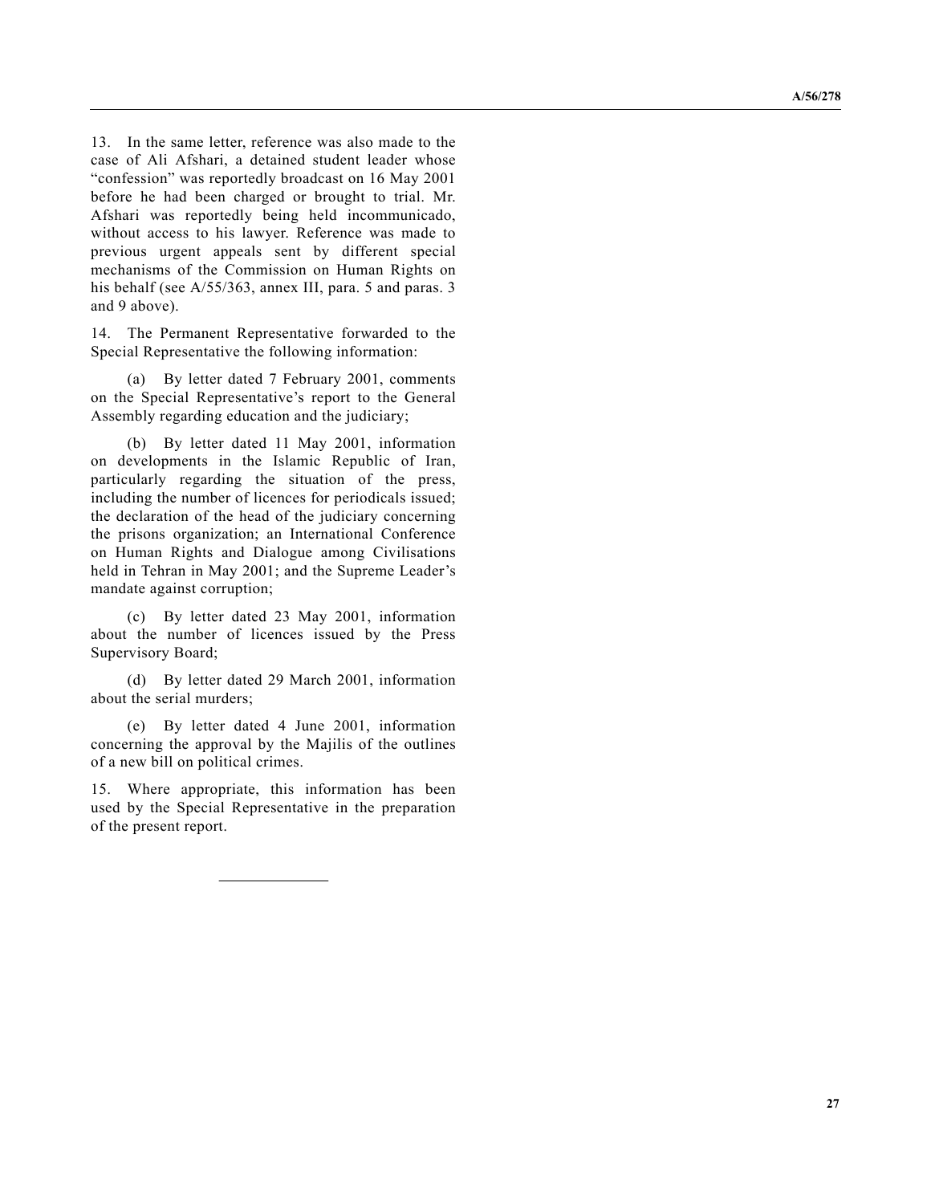13. In the same letter, reference was also made to the case of Ali Afshari, a detained student leader whose "confession" was reportedly broadcast on 16 May 2001 before he had been charged or brought to trial. Mr. Afshari was reportedly being held incommunicado, without access to his lawyer. Reference was made to previous urgent appeals sent by different special mechanisms of the Commission on Human Rights on his behalf (see A/55/363, annex III, para. 5 and paras. 3 and 9 above).

14. The Permanent Representative forwarded to the Special Representative the following information:

(a) By letter dated 7 February 2001, comments on the Special Representative's report to the General Assembly regarding education and the judiciary;

(b) By letter dated 11 May 2001, information on developments in the Islamic Republic of Iran, particularly regarding the situation of the press, including the number of licences for periodicals issued; the declaration of the head of the judiciary concerning the prisons organization; an International Conference on Human Rights and Dialogue among Civilisations held in Tehran in May 2001; and the Supreme Leader's mandate against corruption;

(c) By letter dated 23 May 2001, information about the number of licences issued by the Press Supervisory Board;

(d) By letter dated 29 March 2001, information about the serial murders;

(e) By letter dated 4 June 2001, information concerning the approval by the Majilis of the outlines of a new bill on political crimes.

15. Where appropriate, this information has been used by the Special Representative in the preparation of the present report.